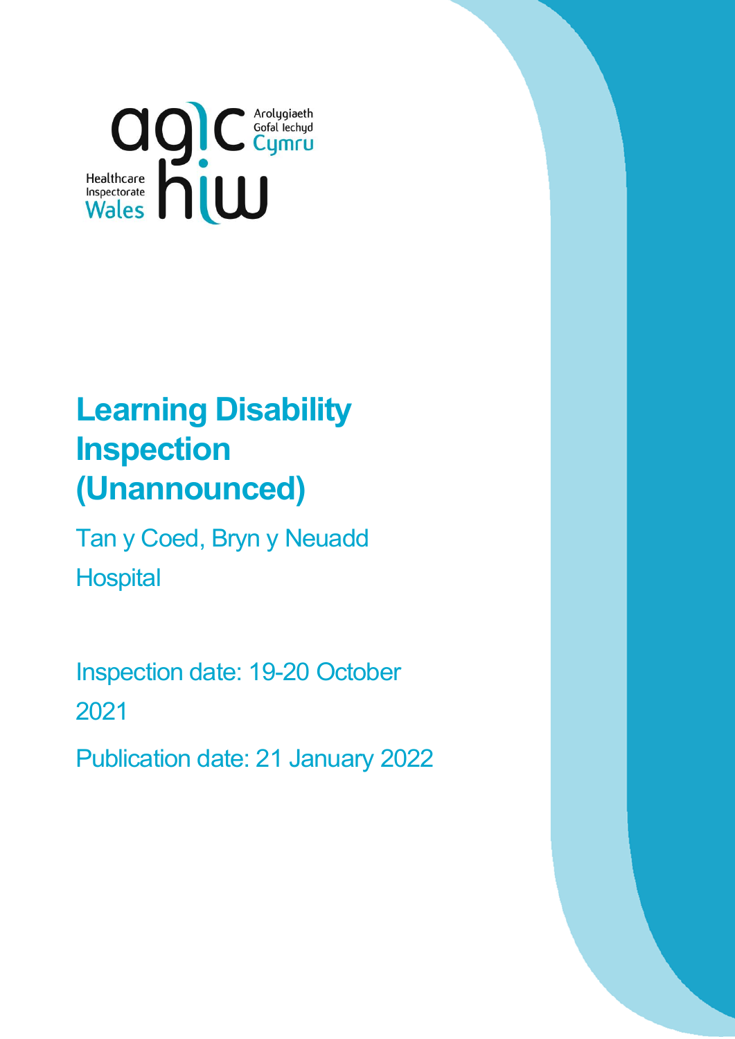Arolygiaeth Gofal Iechyd Cymru

Healthcare Inspectorate Wales

# Learning Disability Inspection (Unannounced)

Tan y Coed, Bryn y Neuadd Hospital

Inspection date: 19-20 October 2021

Publication date: 21 January 2022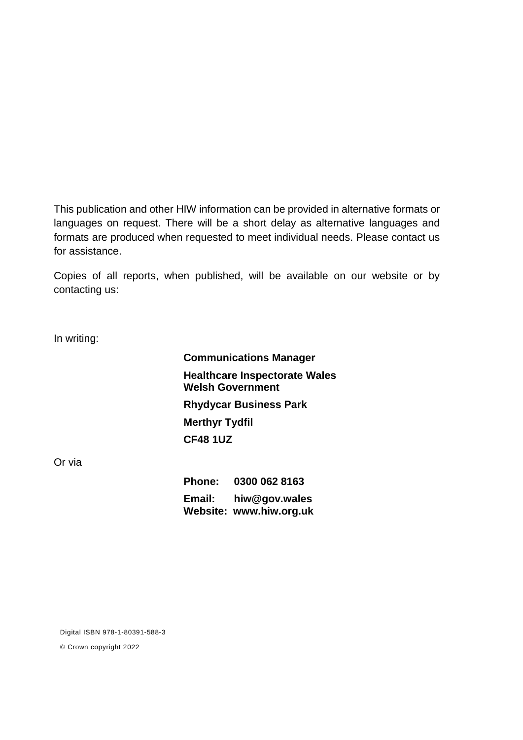This publication and other HIW information can be provided in alternative formats or languages on request. There will be a short delay as alternative languages and formats are produced when requested to meet individual needs. Please contact us for assistance.

Copies of all reports, when published, will be available on our website or by contacting us:

In writing:

**Communications Manager**

**Healthcare Inspectorate Wales**
**Welsh Government**

**Rhydycar Business Park**

**Merthyr Tydfil**

**CF48 1UZ**

Or via

**Phone: 0300 062 8163**

**Email: hiw@gov.wales**
**Website: www.hiw.org.uk**

Digital ISBN 978-1-80391-588-3

© Crown copyright 2022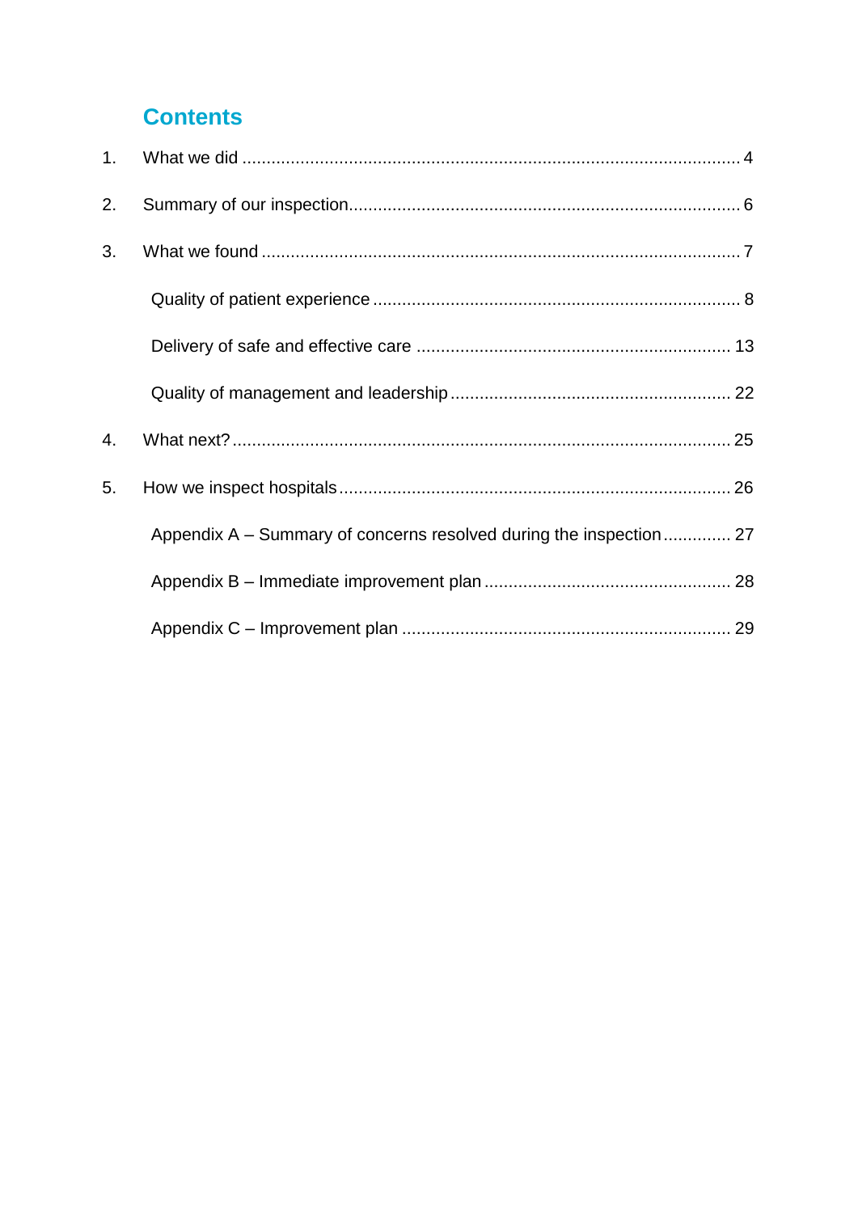## Contents

1. What we did ..... 4
2. Summary of our inspection ..... 6
3. What we found ..... 7
   - Quality of patient experience ..... 8
   - Delivery of safe and effective care ..... 13
   - Quality of management and leadership ..... 22
4. What next? ..... 25
5. How we inspect hospitals ..... 26
   - Appendix A – Summary of concerns resolved during the inspection ..... 27
   - Appendix B – Immediate improvement plan ..... 28
   - Appendix C – Improvement plan ..... 29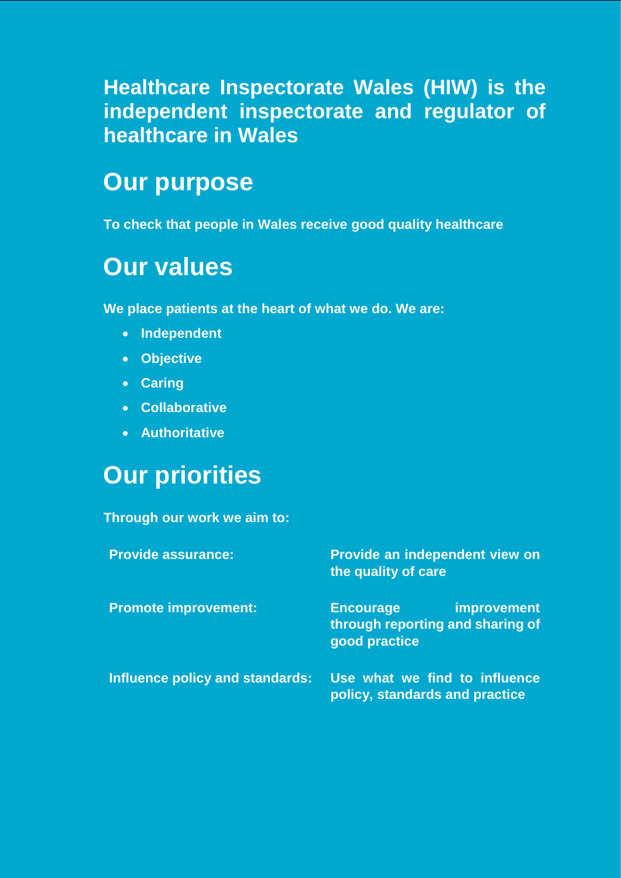**Healthcare Inspectorate Wales (HIW) is the independent inspectorate and regulator of healthcare in Wales**

## Our purpose

**To check that people in Wales receive good quality healthcare**

## Our values

**We place patients at the heart of what we do. We are:**

- **Independent**
- **Objective**
- **Caring**
- **Collaborative**
- **Authoritative**

## Our priorities

**Through our work we aim to:**

| | |
|---|---|
| **Provide assurance:** | **Provide an independent view on the quality of care** |
| **Promote improvement:** | **Encourage improvement through reporting and sharing of good practice** |
| **Influence policy and standards:** | **Use what we find to influence policy, standards and practice** |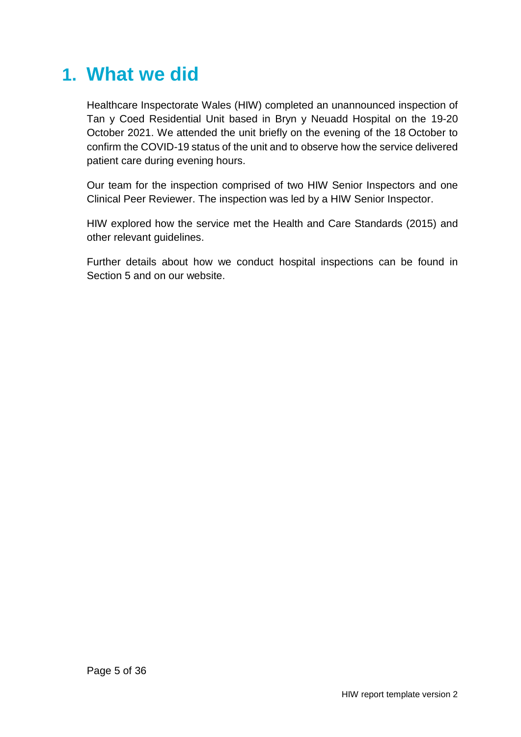# 1. What we did

Healthcare Inspectorate Wales (HIW) completed an unannounced inspection of Tan y Coed Residential Unit based in Bryn y Neuadd Hospital on the 19-20 October 2021. We attended the unit briefly on the evening of the 18 October to confirm the COVID-19 status of the unit and to observe how the service delivered patient care during evening hours.

Our team for the inspection comprised of two HIW Senior Inspectors and one Clinical Peer Reviewer. The inspection was led by a HIW Senior Inspector.

HIW explored how the service met the Health and Care Standards (2015) and other relevant guidelines.

Further details about how we conduct hospital inspections can be found in Section 5 and on our website.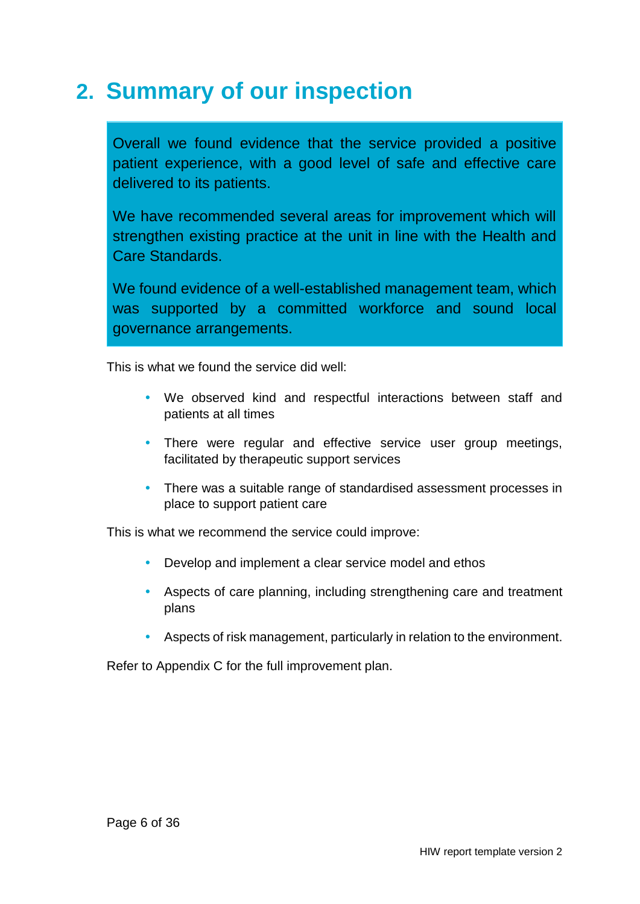## 2. Summary of our inspection

Overall we found evidence that the service provided a positive patient experience, with a good level of safe and effective care delivered to its patients.

We have recommended several areas for improvement which will strengthen existing practice at the unit in line with the Health and Care Standards.

We found evidence of a well-established management team, which was supported by a committed workforce and sound local governance arrangements.

This is what we found the service did well:

- We observed kind and respectful interactions between staff and patients at all times
- There were regular and effective service user group meetings, facilitated by therapeutic support services
- There was a suitable range of standardised assessment processes in place to support patient care

This is what we recommend the service could improve:

- Develop and implement a clear service model and ethos
- Aspects of care planning, including strengthening care and treatment plans
- Aspects of risk management, particularly in relation to the environment.

Refer to Appendix C for the full improvement plan.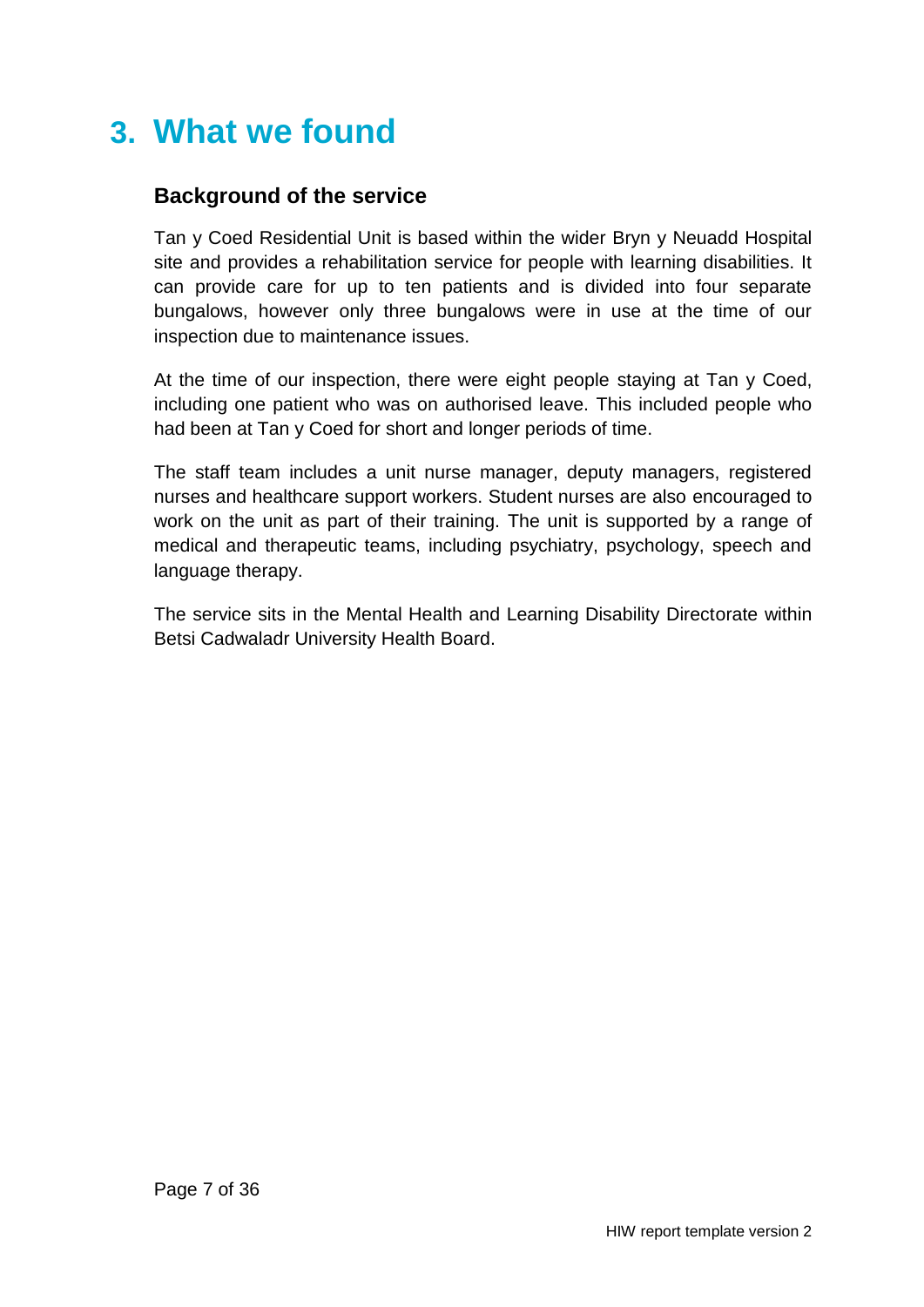# 3. What we found

## Background of the service

Tan y Coed Residential Unit is based within the wider Bryn y Neuadd Hospital site and provides a rehabilitation service for people with learning disabilities. It can provide care for up to ten patients and is divided into four separate bungalows, however only three bungalows were in use at the time of our inspection due to maintenance issues.

At the time of our inspection, there were eight people staying at Tan y Coed, including one patient who was on authorised leave. This included people who had been at Tan y Coed for short and longer periods of time.

The staff team includes a unit nurse manager, deputy managers, registered nurses and healthcare support workers. Student nurses are also encouraged to work on the unit as part of their training. The unit is supported by a range of medical and therapeutic teams, including psychiatry, psychology, speech and language therapy.

The service sits in the Mental Health and Learning Disability Directorate within Betsi Cadwaladr University Health Board.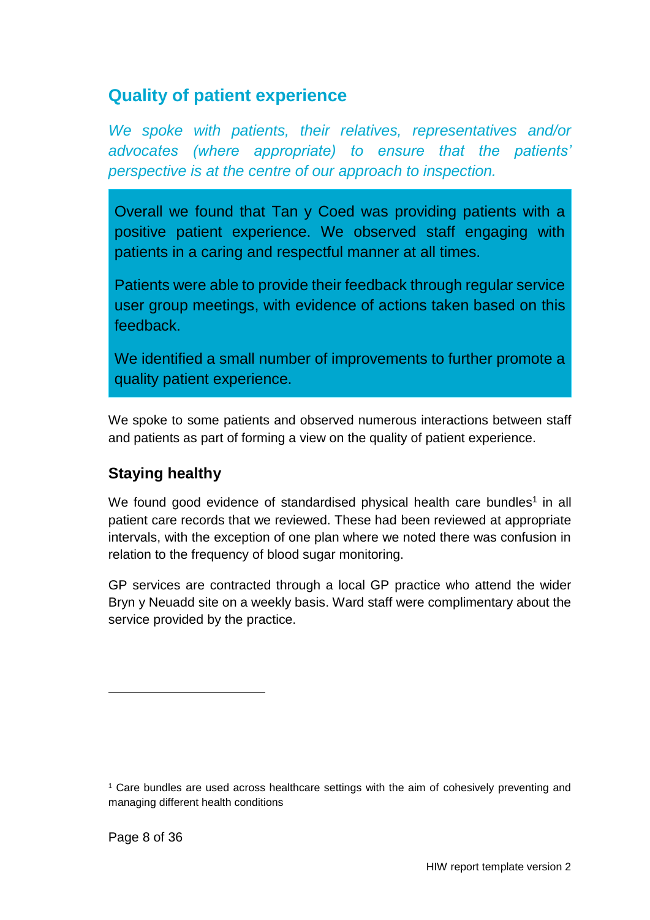## Quality of patient experience

*We spoke with patients, their relatives, representatives and/or advocates (where appropriate) to ensure that the patients' perspective is at the centre of our approach to inspection.*

Overall we found that Tan y Coed was providing patients with a positive patient experience. We observed staff engaging with patients in a caring and respectful manner at all times.

Patients were able to provide their feedback through regular service user group meetings, with evidence of actions taken based on this feedback.

We identified a small number of improvements to further promote a quality patient experience.

We spoke to some patients and observed numerous interactions between staff and patients as part of forming a view on the quality of patient experience.

### Staying healthy

We found good evidence of standardised physical health care bundles[1] in all patient care records that we reviewed. These had been reviewed at appropriate intervals, with the exception of one plan where we noted there was confusion in relation to the frequency of blood sugar monitoring.

GP services are contracted through a local GP practice who attend the wider Bryn y Neuadd site on a weekly basis. Ward staff were complimentary about the service provided by the practice.

---

[1] Care bundles are used across healthcare settings with the aim of cohesively preventing and managing different health conditions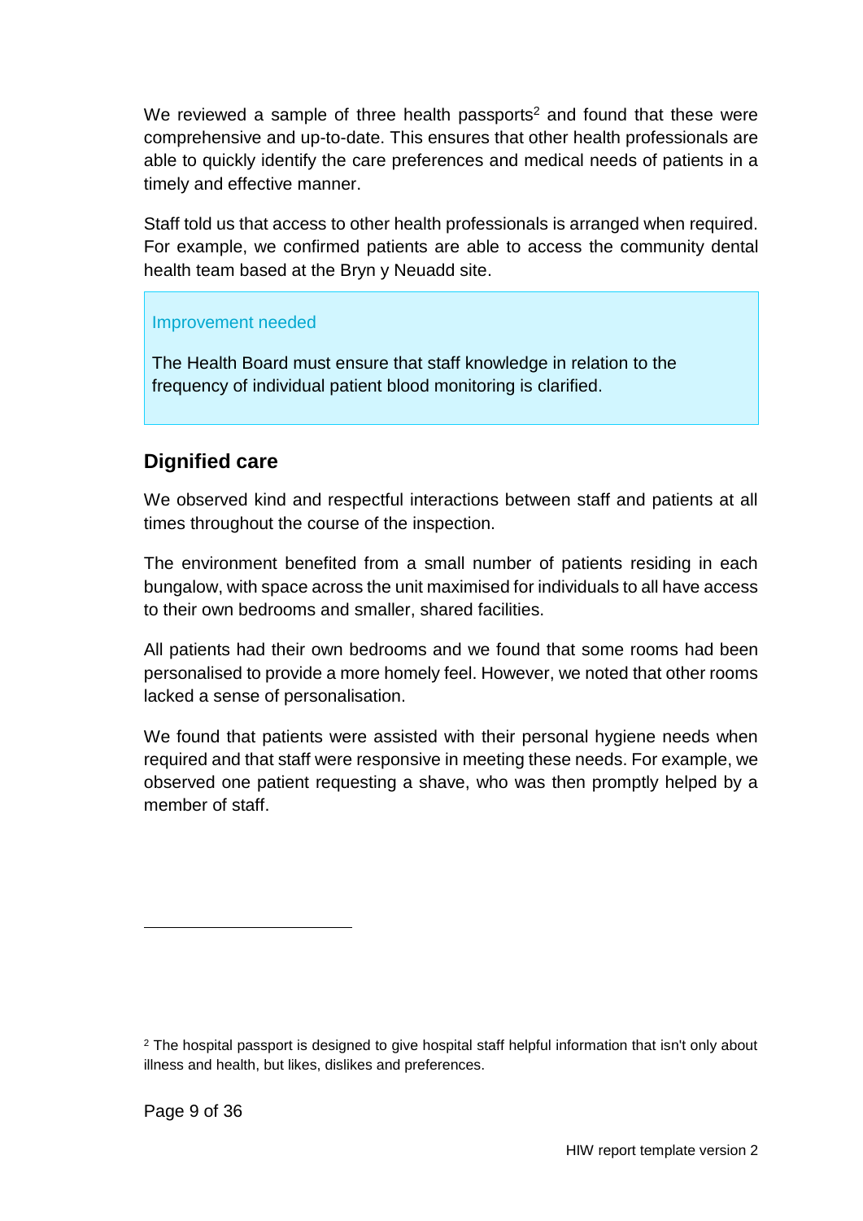We reviewed a sample of three health passports[2] and found that these were comprehensive and up-to-date. This ensures that other health professionals are able to quickly identify the care preferences and medical needs of patients in a timely and effective manner.

Staff told us that access to other health professionals is arranged when required. For example, we confirmed patients are able to access the community dental health team based at the Bryn y Neuadd site.

> Improvement needed
>
> The Health Board must ensure that staff knowledge in relation to the frequency of individual patient blood monitoring is clarified.

## Dignified care

We observed kind and respectful interactions between staff and patients at all times throughout the course of the inspection.

The environment benefited from a small number of patients residing in each bungalow, with space across the unit maximised for individuals to all have access to their own bedrooms and smaller, shared facilities.

All patients had their own bedrooms and we found that some rooms had been personalised to provide a more homely feel. However, we noted that other rooms lacked a sense of personalisation.

We found that patients were assisted with their personal hygiene needs when required and that staff were responsive in meeting these needs. For example, we observed one patient requesting a shave, who was then promptly helped by a member of staff.

---

[2] The hospital passport is designed to give hospital staff helpful information that isn't only about illness and health, but likes, dislikes and preferences.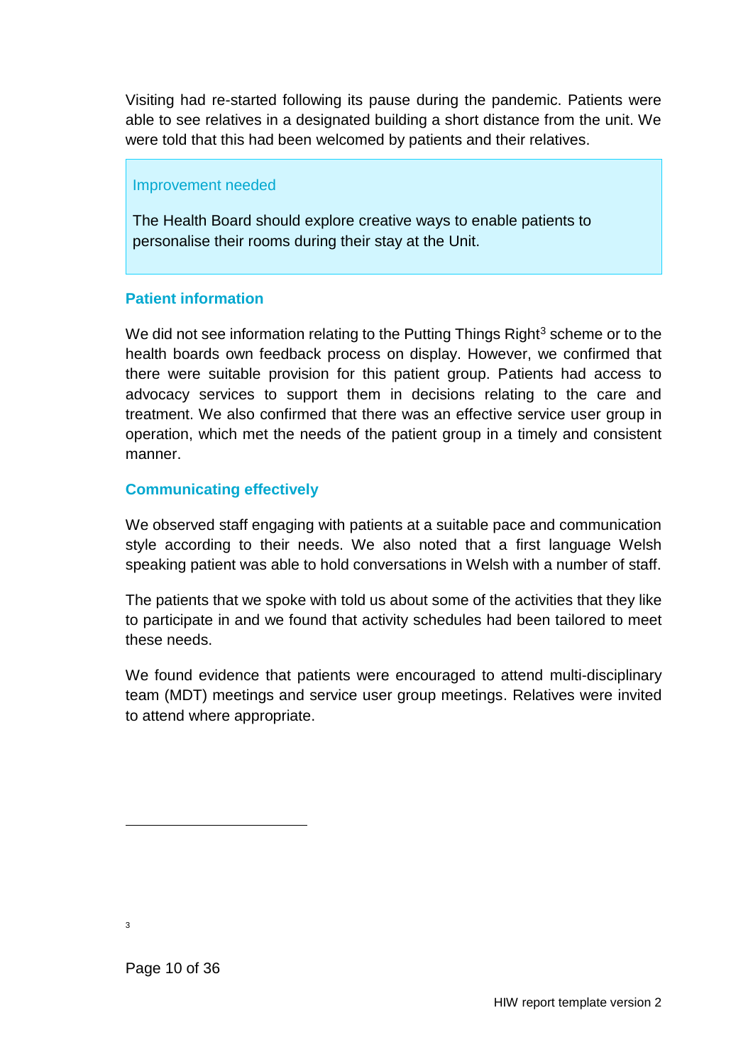Visiting had re-started following its pause during the pandemic. Patients were able to see relatives in a designated building a short distance from the unit. We were told that this had been welcomed by patients and their relatives.

> Improvement needed
>
> The Health Board should explore creative ways to enable patients to personalise their rooms during their stay at the Unit.

### Patient information

We did not see information relating to the Putting Things Right[3] scheme or to the health boards own feedback process on display. However, we confirmed that there were suitable provision for this patient group. Patients had access to advocacy services to support them in decisions relating to the care and treatment. We also confirmed that there was an effective service user group in operation, which met the needs of the patient group in a timely and consistent manner.

### Communicating effectively

We observed staff engaging with patients at a suitable pace and communication style according to their needs. We also noted that a first language Welsh speaking patient was able to hold conversations in Welsh with a number of staff.

The patients that we spoke with told us about some of the activities that they like to participate in and we found that activity schedules had been tailored to meet these needs.

We found evidence that patients were encouraged to attend multi-disciplinary team (MDT) meetings and service user group meetings. Relatives were invited to attend where appropriate.

---

[3]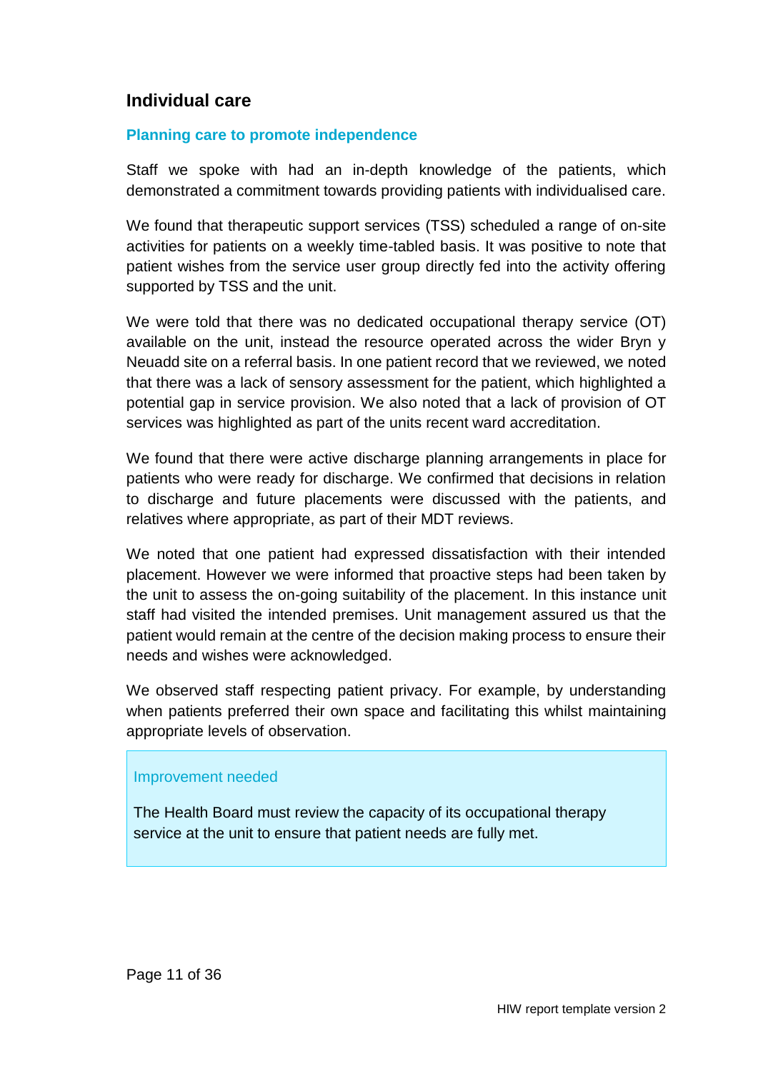## Individual care

### Planning care to promote independence

Staff we spoke with had an in-depth knowledge of the patients, which demonstrated a commitment towards providing patients with individualised care.

We found that therapeutic support services (TSS) scheduled a range of on-site activities for patients on a weekly time-tabled basis. It was positive to note that patient wishes from the service user group directly fed into the activity offering supported by TSS and the unit.

We were told that there was no dedicated occupational therapy service (OT) available on the unit, instead the resource operated across the wider Bryn y Neuadd site on a referral basis. In one patient record that we reviewed, we noted that there was a lack of sensory assessment for the patient, which highlighted a potential gap in service provision. We also noted that a lack of provision of OT services was highlighted as part of the units recent ward accreditation.

We found that there were active discharge planning arrangements in place for patients who were ready for discharge. We confirmed that decisions in relation to discharge and future placements were discussed with the patients, and relatives where appropriate, as part of their MDT reviews.

We noted that one patient had expressed dissatisfaction with their intended placement. However we were informed that proactive steps had been taken by the unit to assess the on-going suitability of the placement. In this instance unit staff had visited the intended premises. Unit management assured us that the patient would remain at the centre of the decision making process to ensure their needs and wishes were acknowledged.

We observed staff respecting patient privacy. For example, by understanding when patients preferred their own space and facilitating this whilst maintaining appropriate levels of observation.

> **Improvement needed**
>
> The Health Board must review the capacity of its occupational therapy service at the unit to ensure that patient needs are fully met.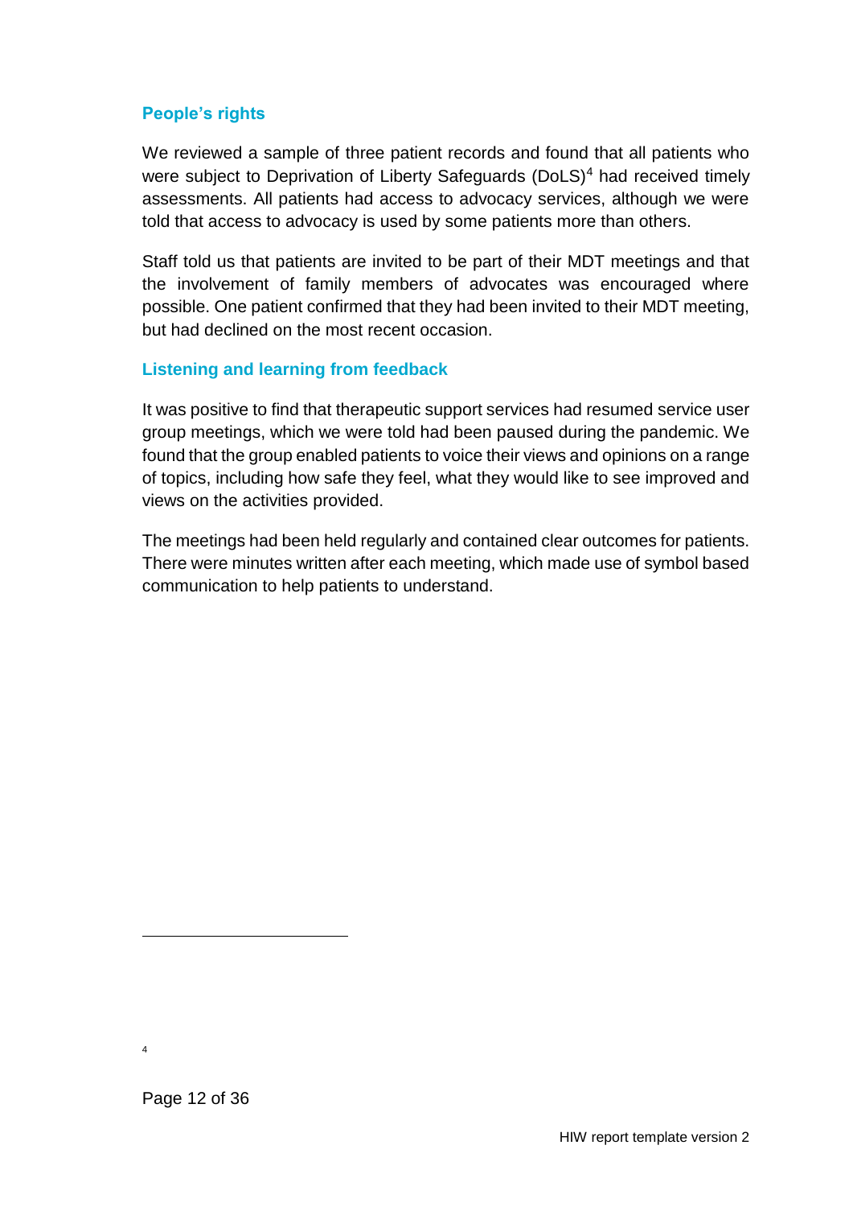### People's rights

We reviewed a sample of three patient records and found that all patients who were subject to Deprivation of Liberty Safeguards (DoLS)[4] had received timely assessments. All patients had access to advocacy services, although we were told that access to advocacy is used by some patients more than others.

Staff told us that patients are invited to be part of their MDT meetings and that the involvement of family members of advocates was encouraged where possible. One patient confirmed that they had been invited to their MDT meeting, but had declined on the most recent occasion.

### Listening and learning from feedback

It was positive to find that therapeutic support services had resumed service user group meetings, which we were told had been paused during the pandemic. We found that the group enabled patients to voice their views and opinions on a range of topics, including how safe they feel, what they would like to see improved and views on the activities provided.

The meetings had been held regularly and contained clear outcomes for patients. There were minutes written after each meeting, which made use of symbol based communication to help patients to understand.

---

[4]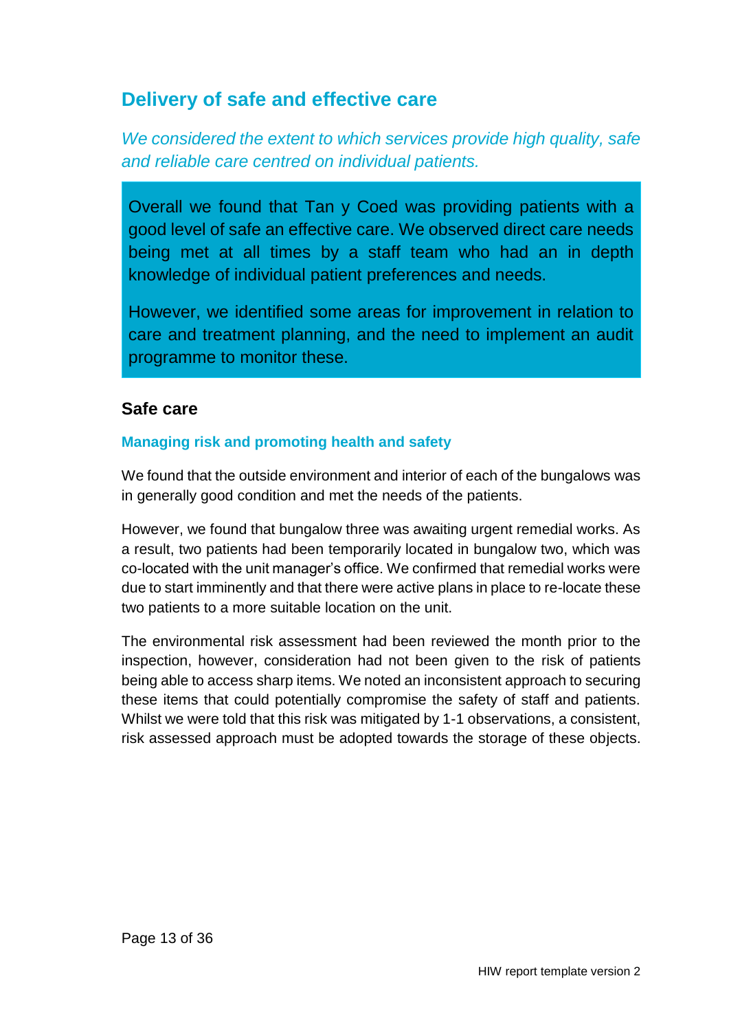## Delivery of safe and effective care

*We considered the extent to which services provide high quality, safe and reliable care centred on individual patients.*

Overall we found that Tan y Coed was providing patients with a good level of safe an effective care. We observed direct care needs being met at all times by a staff team who had an in depth knowledge of individual patient preferences and needs.

However, we identified some areas for improvement in relation to care and treatment planning, and the need to implement an audit programme to monitor these.

### Safe care

#### Managing risk and promoting health and safety

We found that the outside environment and interior of each of the bungalows was in generally good condition and met the needs of the patients.

However, we found that bungalow three was awaiting urgent remedial works. As a result, two patients had been temporarily located in bungalow two, which was co-located with the unit manager's office. We confirmed that remedial works were due to start imminently and that there were active plans in place to re-locate these two patients to a more suitable location on the unit.

The environmental risk assessment had been reviewed the month prior to the inspection, however, consideration had not been given to the risk of patients being able to access sharp items. We noted an inconsistent approach to securing these items that could potentially compromise the safety of staff and patients. Whilst we were told that this risk was mitigated by 1-1 observations, a consistent, risk assessed approach must be adopted towards the storage of these objects.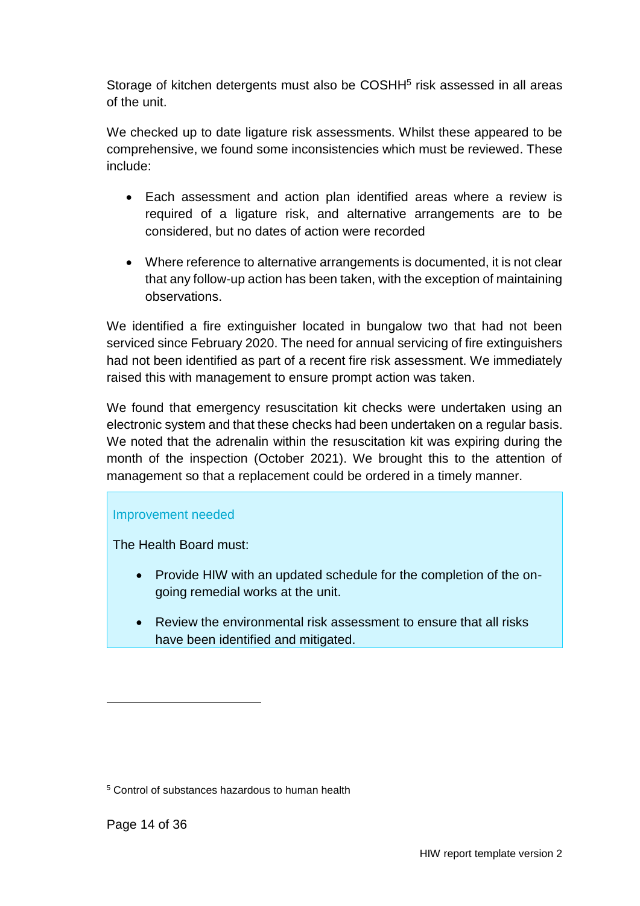Storage of kitchen detergents must also be COSHH[5] risk assessed in all areas of the unit.

We checked up to date ligature risk assessments. Whilst these appeared to be comprehensive, we found some inconsistencies which must be reviewed. These include:

- Each assessment and action plan identified areas where a review is required of a ligature risk, and alternative arrangements are to be considered, but no dates of action were recorded

- Where reference to alternative arrangements is documented, it is not clear that any follow-up action has been taken, with the exception of maintaining observations.

We identified a fire extinguisher located in bungalow two that had not been serviced since February 2020. The need for annual servicing of fire extinguishers had not been identified as part of a recent fire risk assessment. We immediately raised this with management to ensure prompt action was taken.

We found that emergency resuscitation kit checks were undertaken using an electronic system and that these checks had been undertaken on a regular basis. We noted that the adrenalin within the resuscitation kit was expiring during the month of the inspection (October 2021). We brought this to the attention of management so that a replacement could be ordered in a timely manner.

**Improvement needed**

The Health Board must:

- Provide HIW with an updated schedule for the completion of the on-going remedial works at the unit.

- Review the environmental risk assessment to ensure that all risks have been identified and mitigated.

---

[5] Control of substances hazardous to human health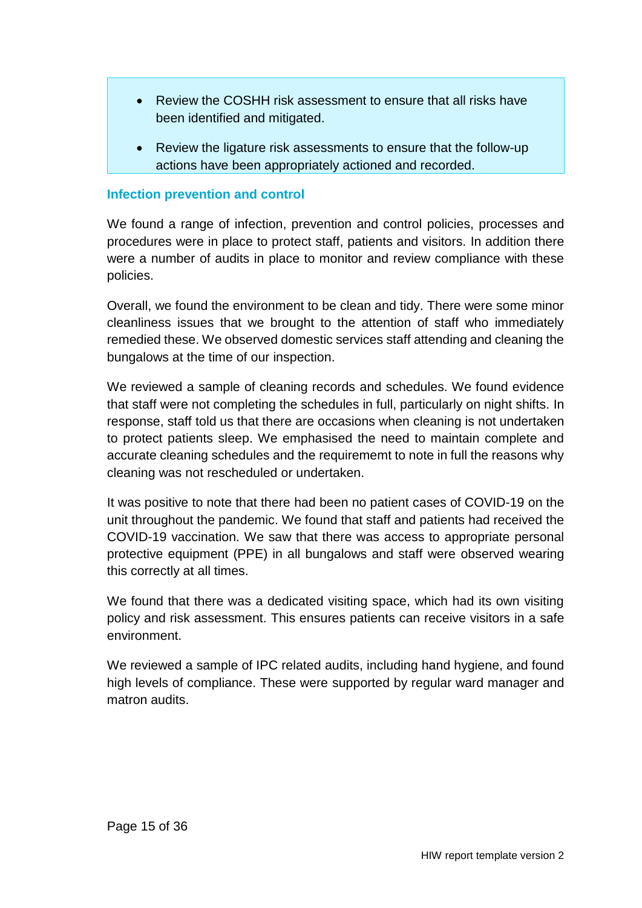- Review the COSHH risk assessment to ensure that all risks have been identified and mitigated.
- Review the ligature risk assessments to ensure that the follow-up actions have been appropriately actioned and recorded.

### Infection prevention and control

We found a range of infection, prevention and control policies, processes and procedures were in place to protect staff, patients and visitors. In addition there were a number of audits in place to monitor and review compliance with these policies.

Overall, we found the environment to be clean and tidy. There were some minor cleanliness issues that we brought to the attention of staff who immediately remedied these. We observed domestic services staff attending and cleaning the bungalows at the time of our inspection.

We reviewed a sample of cleaning records and schedules. We found evidence that staff were not completing the schedules in full, particularly on night shifts. In response, staff told us that there are occasions when cleaning is not undertaken to protect patients sleep. We emphasised the need to maintain complete and accurate cleaning schedules and the requirememt to note in full the reasons why cleaning was not rescheduled or undertaken.

It was positive to note that there had been no patient cases of COVID-19 on the unit throughout the pandemic. We found that staff and patients had received the COVID-19 vaccination. We saw that there was access to appropriate personal protective equipment (PPE) in all bungalows and staff were observed wearing this correctly at all times.

We found that there was a dedicated visiting space, which had its own visiting policy and risk assessment. This ensures patients can receive visitors in a safe environment.

We reviewed a sample of IPC related audits, including hand hygiene, and found high levels of compliance. These were supported by regular ward manager and matron audits.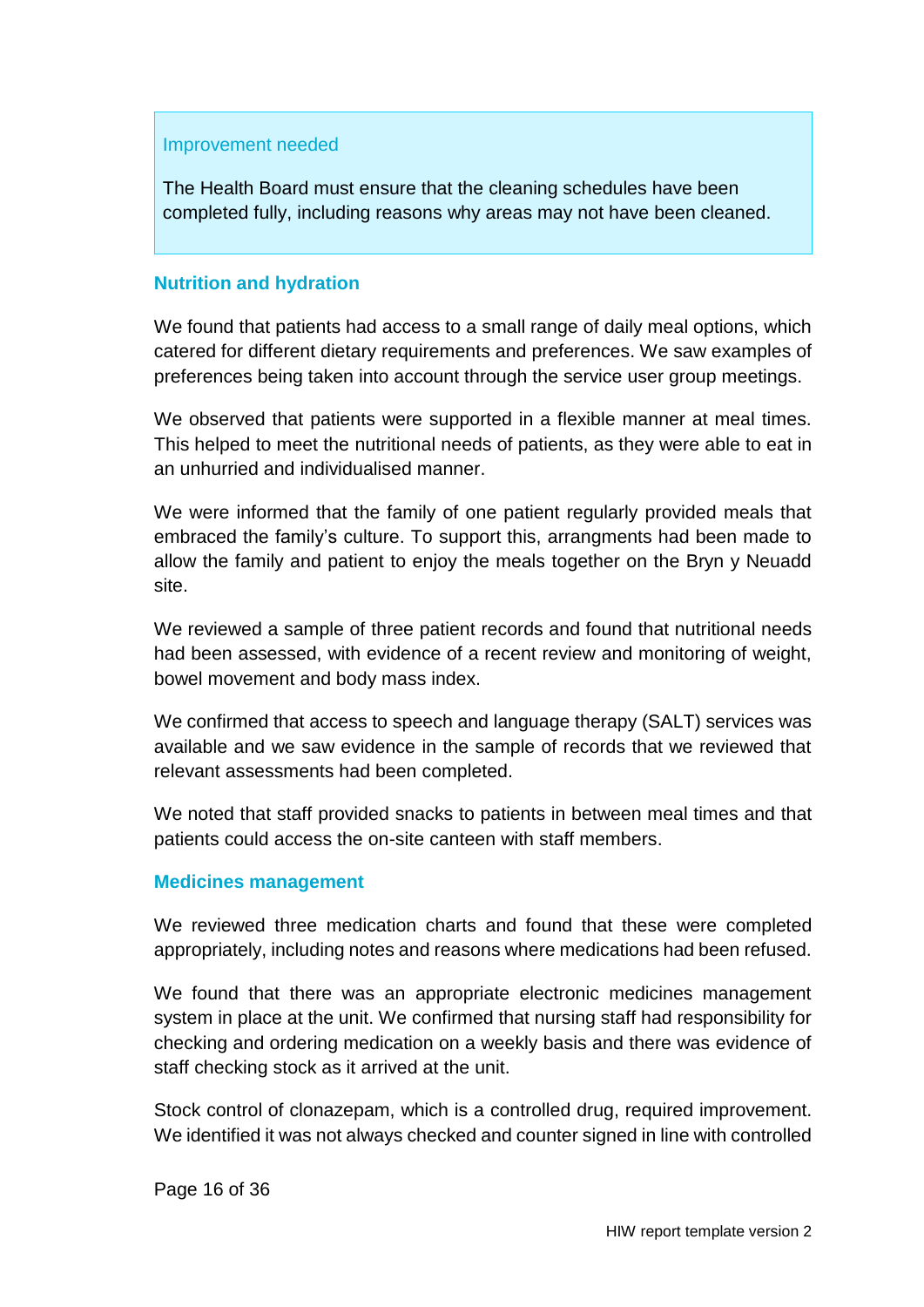Improvement needed

The Health Board must ensure that the cleaning schedules have been completed fully, including reasons why areas may not have been cleaned.

### Nutrition and hydration

We found that patients had access to a small range of daily meal options, which catered for different dietary requirements and preferences. We saw examples of preferences being taken into account through the service user group meetings.

We observed that patients were supported in a flexible manner at meal times. This helped to meet the nutritional needs of patients, as they were able to eat in an unhurried and individualised manner.

We were informed that the family of one patient regularly provided meals that embraced the family's culture. To support this, arrangments had been made to allow the family and patient to enjoy the meals together on the Bryn y Neuadd site.

We reviewed a sample of three patient records and found that nutritional needs had been assessed, with evidence of a recent review and monitoring of weight, bowel movement and body mass index.

We confirmed that access to speech and language therapy (SALT) services was available and we saw evidence in the sample of records that we reviewed that relevant assessments had been completed.

We noted that staff provided snacks to patients in between meal times and that patients could access the on-site canteen with staff members.

### Medicines management

We reviewed three medication charts and found that these were completed appropriately, including notes and reasons where medications had been refused.

We found that there was an appropriate electronic medicines management system in place at the unit. We confirmed that nursing staff had responsibility for checking and ordering medication on a weekly basis and there was evidence of staff checking stock as it arrived at the unit.

Stock control of clonazepam, which is a controlled drug, required improvement. We identified it was not always checked and counter signed in line with controlled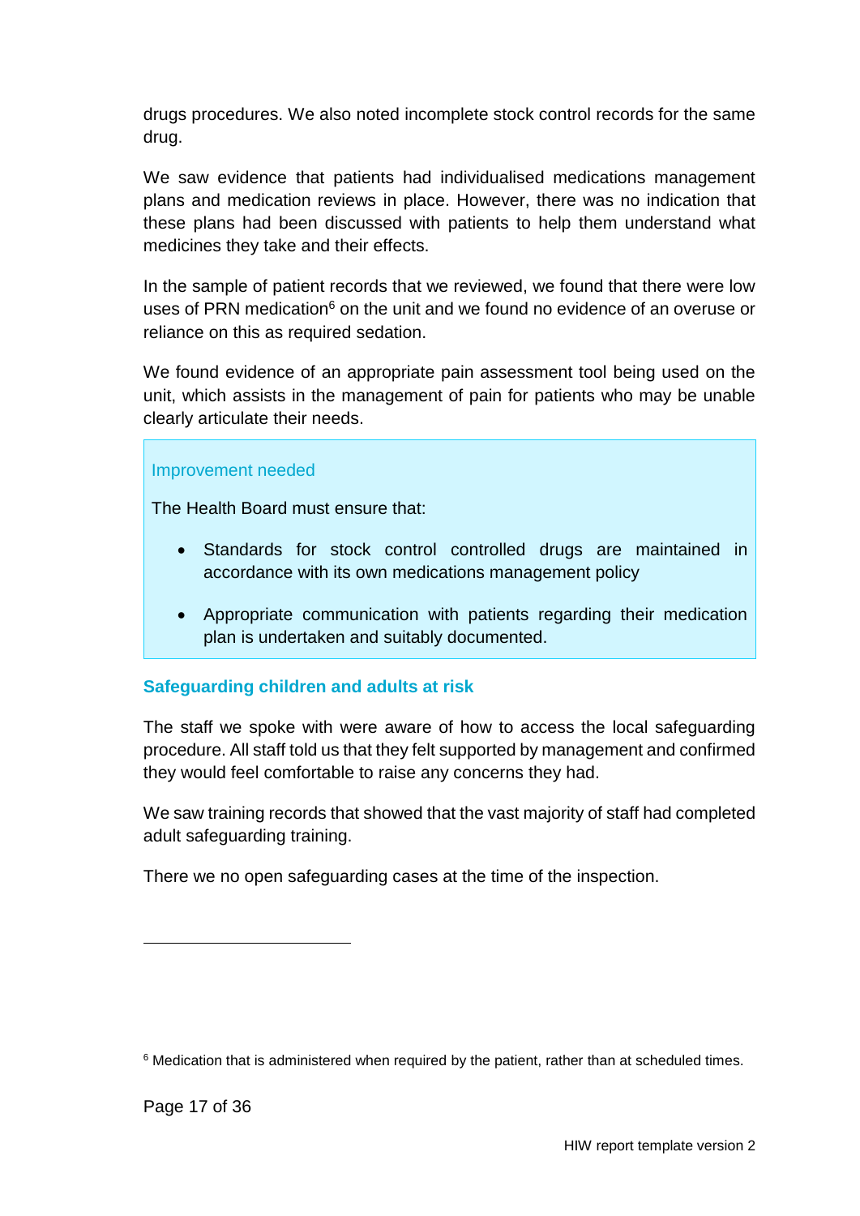drugs procedures. We also noted incomplete stock control records for the same drug.

We saw evidence that patients had individualised medications management plans and medication reviews in place. However, there was no indication that these plans had been discussed with patients to help them understand what medicines they take and their effects.

In the sample of patient records that we reviewed, we found that there were low uses of PRN medication[6] on the unit and we found no evidence of an overuse or reliance on this as required sedation.

We found evidence of an appropriate pain assessment tool being used on the unit, which assists in the management of pain for patients who may be unable clearly articulate their needs.

> Improvement needed
>
> The Health Board must ensure that:
>
> - Standards for stock control controlled drugs are maintained in accordance with its own medications management policy
> - Appropriate communication with patients regarding their medication plan is undertaken and suitably documented.

### Safeguarding children and adults at risk

The staff we spoke with were aware of how to access the local safeguarding procedure. All staff told us that they felt supported by management and confirmed they would feel comfortable to raise any concerns they had.

We saw training records that showed that the vast majority of staff had completed adult safeguarding training.

There we no open safeguarding cases at the time of the inspection.

---

[6] Medication that is administered when required by the patient, rather than at scheduled times.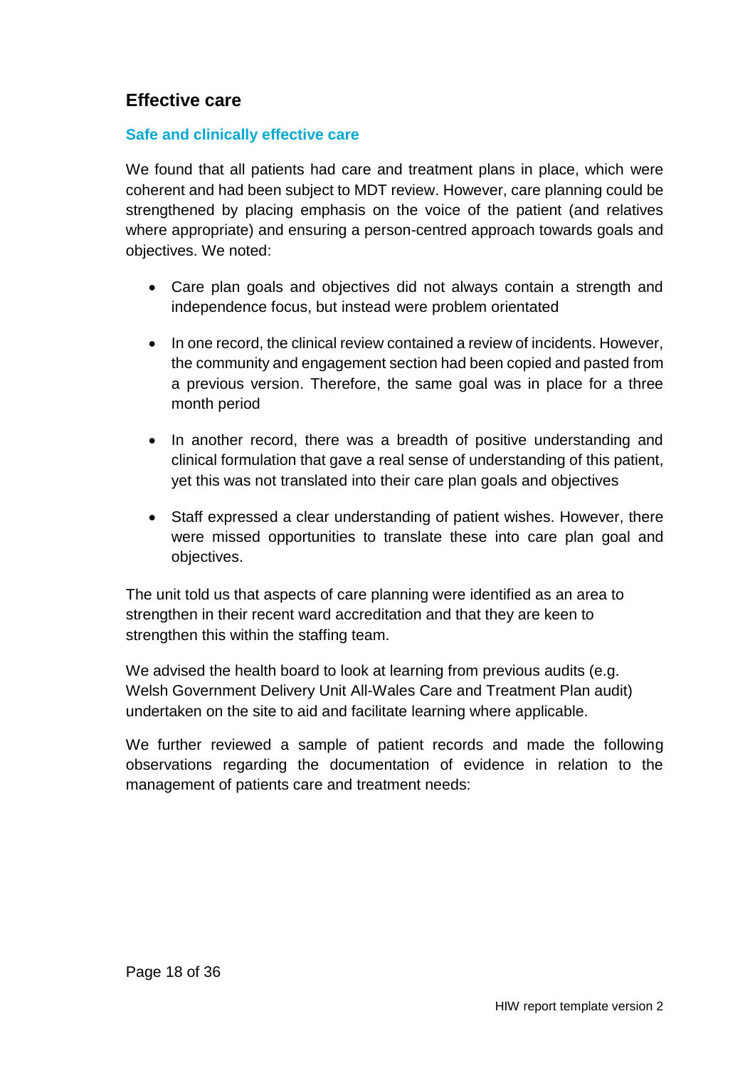## Effective care

### Safe and clinically effective care

We found that all patients had care and treatment plans in place, which were coherent and had been subject to MDT review. However, care planning could be strengthened by placing emphasis on the voice of the patient (and relatives where appropriate) and ensuring a person-centred approach towards goals and objectives. We noted:

- Care plan goals and objectives did not always contain a strength and independence focus, but instead were problem orientated
- In one record, the clinical review contained a review of incidents. However, the community and engagement section had been copied and pasted from a previous version. Therefore, the same goal was in place for a three month period
- In another record, there was a breadth of positive understanding and clinical formulation that gave a real sense of understanding of this patient, yet this was not translated into their care plan goals and objectives
- Staff expressed a clear understanding of patient wishes. However, there were missed opportunities to translate these into care plan goal and objectives.

The unit told us that aspects of care planning were identified as an area to strengthen in their recent ward accreditation and that they are keen to strengthen this within the staffing team.

We advised the health board to look at learning from previous audits (e.g. Welsh Government Delivery Unit All-Wales Care and Treatment Plan audit) undertaken on the site to aid and facilitate learning where applicable.

We further reviewed a sample of patient records and made the following observations regarding the documentation of evidence in relation to the management of patients care and treatment needs: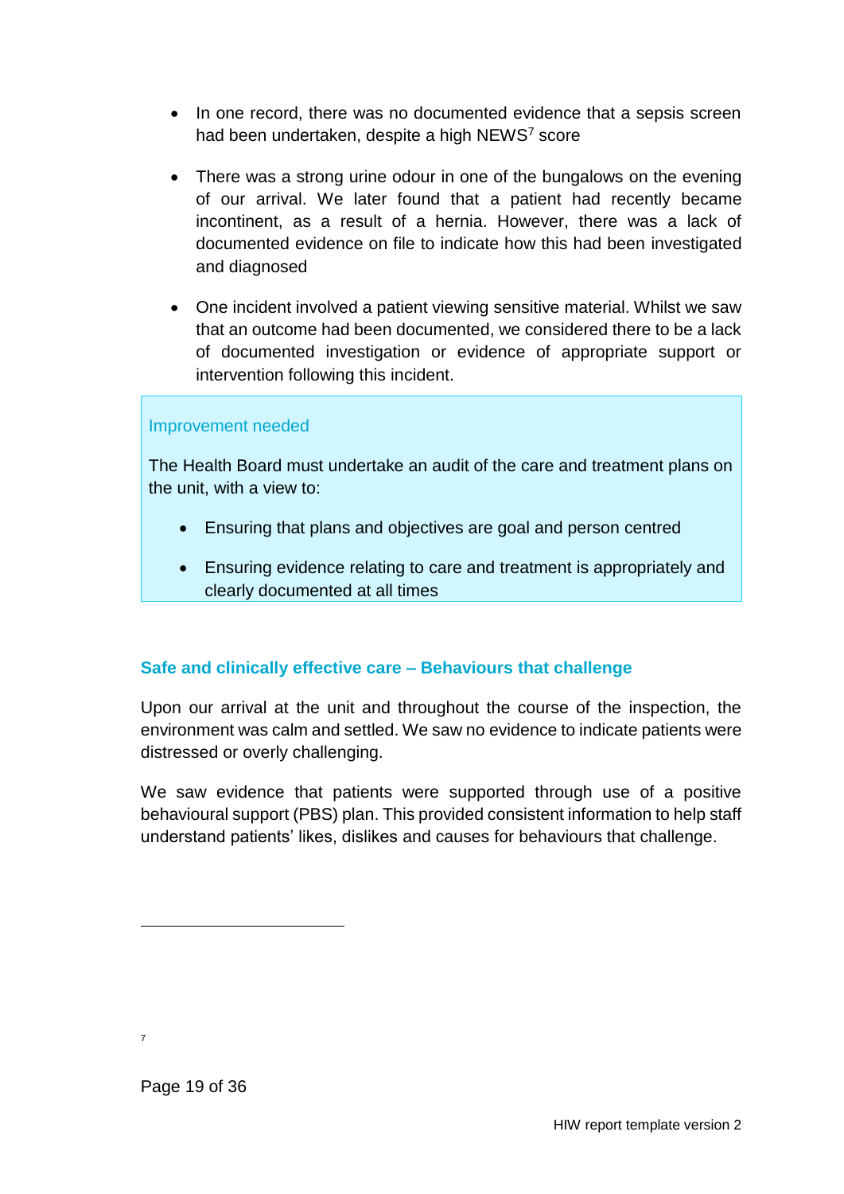- In one record, there was no documented evidence that a sepsis screen had been undertaken, despite a high NEWS[7] score

- There was a strong urine odour in one of the bungalows on the evening of our arrival. We later found that a patient had recently became incontinent, as a result of a hernia. However, there was a lack of documented evidence on file to indicate how this had been investigated and diagnosed

- One incident involved a patient viewing sensitive material. Whilst we saw that an outcome had been documented, we considered there to be a lack of documented investigation or evidence of appropriate support or intervention following this incident.

> Improvement needed
>
> The Health Board must undertake an audit of the care and treatment plans on the unit, with a view to:
>
> - Ensuring that plans and objectives are goal and person centred
> - Ensuring evidence relating to care and treatment is appropriately and clearly documented at all times

### Safe and clinically effective care – Behaviours that challenge

Upon our arrival at the unit and throughout the course of the inspection, the environment was calm and settled. We saw no evidence to indicate patients were distressed or overly challenging.

We saw evidence that patients were supported through use of a positive behavioural support (PBS) plan. This provided consistent information to help staff understand patients' likes, dislikes and causes for behaviours that challenge.

---

[7]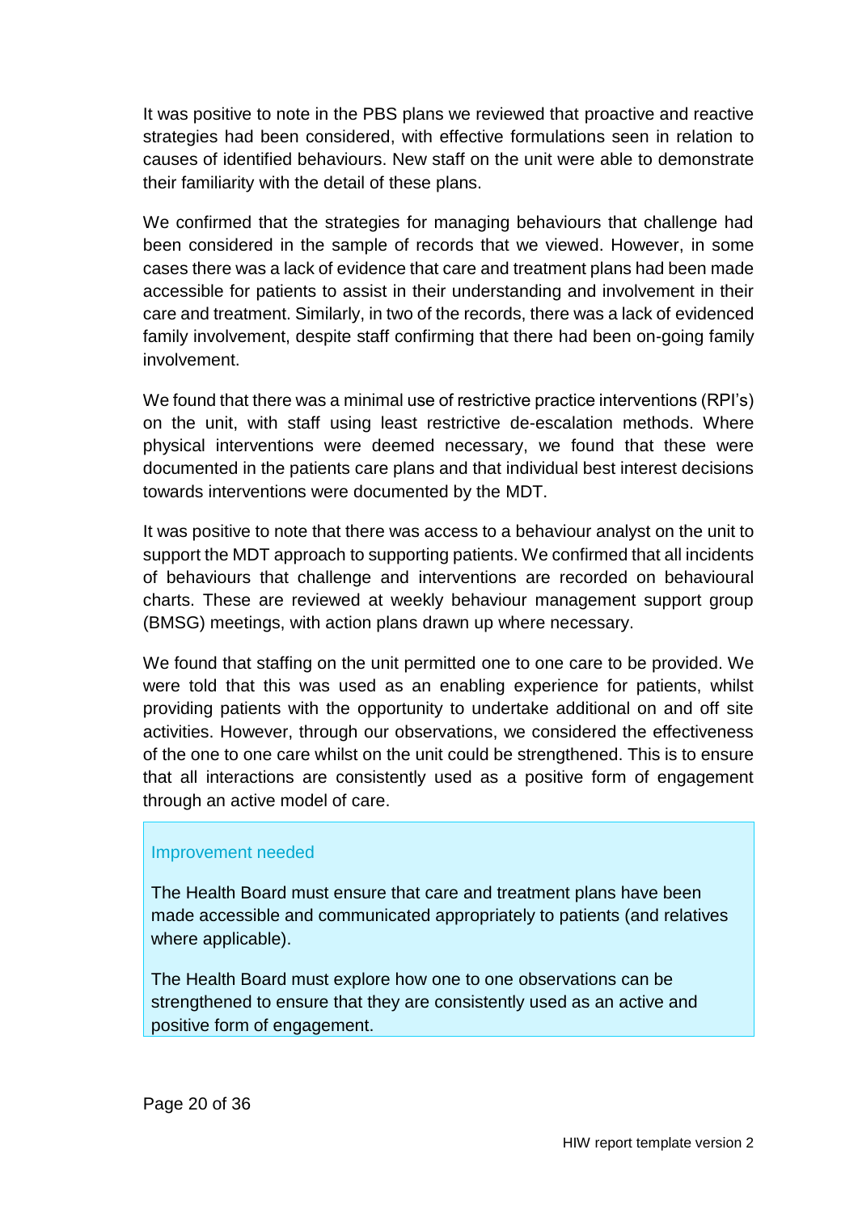It was positive to note in the PBS plans we reviewed that proactive and reactive strategies had been considered, with effective formulations seen in relation to causes of identified behaviours. New staff on the unit were able to demonstrate their familiarity with the detail of these plans.

We confirmed that the strategies for managing behaviours that challenge had been considered in the sample of records that we viewed. However, in some cases there was a lack of evidence that care and treatment plans had been made accessible for patients to assist in their understanding and involvement in their care and treatment. Similarly, in two of the records, there was a lack of evidenced family involvement, despite staff confirming that there had been on-going family involvement.

We found that there was a minimal use of restrictive practice interventions (RPI's) on the unit, with staff using least restrictive de-escalation methods. Where physical interventions were deemed necessary, we found that these were documented in the patients care plans and that individual best interest decisions towards interventions were documented by the MDT.

It was positive to note that there was access to a behaviour analyst on the unit to support the MDT approach to supporting patients. We confirmed that all incidents of behaviours that challenge and interventions are recorded on behavioural charts. These are reviewed at weekly behaviour management support group (BMSG) meetings, with action plans drawn up where necessary.

We found that staffing on the unit permitted one to one care to be provided. We were told that this was used as an enabling experience for patients, whilst providing patients with the opportunity to undertake additional on and off site activities. However, through our observations, we considered the effectiveness of the one to one care whilst on the unit could be strengthened. This is to ensure that all interactions are consistently used as a positive form of engagement through an active model of care.

> **Improvement needed**
>
> The Health Board must ensure that care and treatment plans have been made accessible and communicated appropriately to patients (and relatives where applicable).
>
> The Health Board must explore how one to one observations can be strengthened to ensure that they are consistently used as an active and positive form of engagement.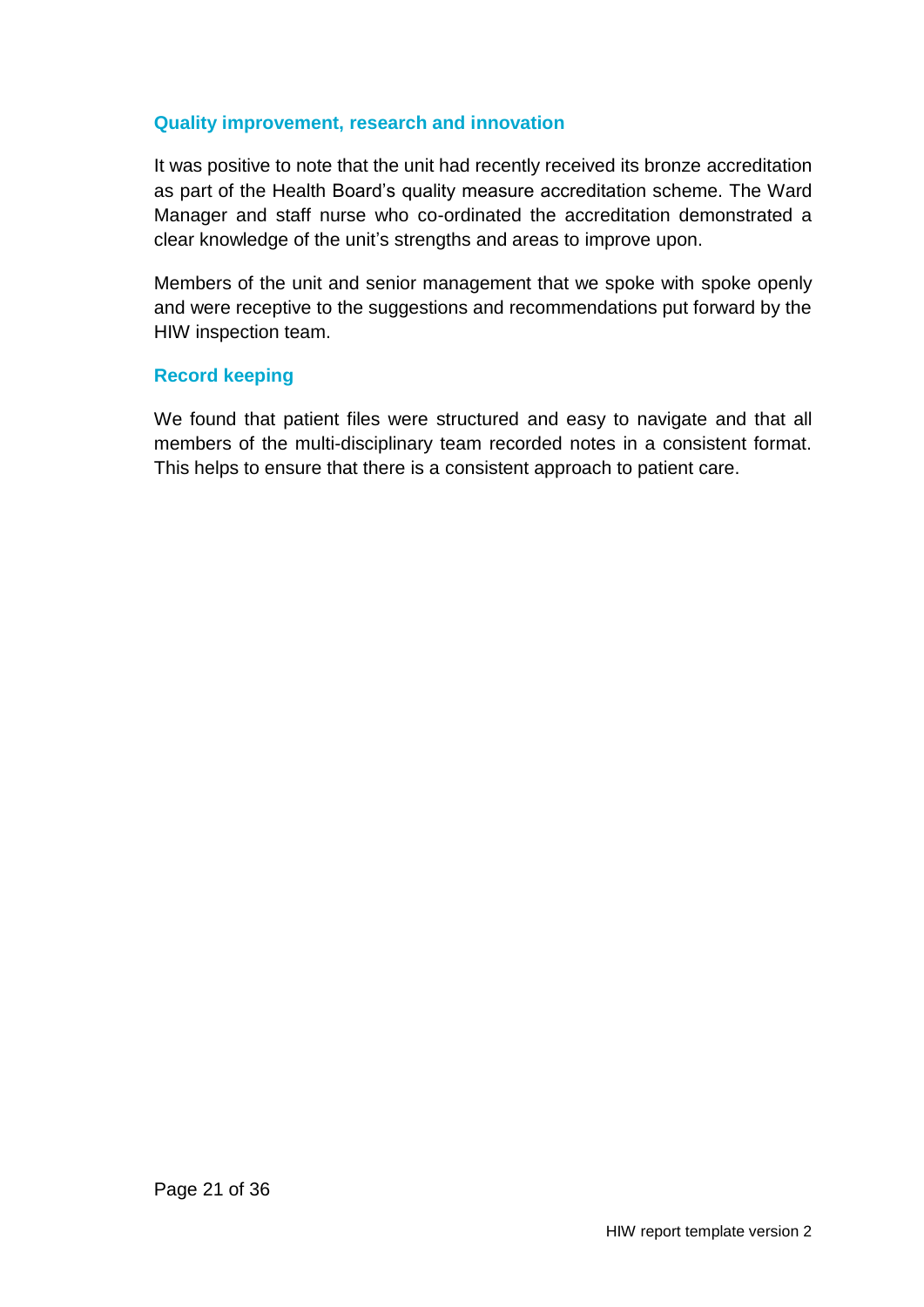### Quality improvement, research and innovation

It was positive to note that the unit had recently received its bronze accreditation as part of the Health Board's quality measure accreditation scheme. The Ward Manager and staff nurse who co-ordinated the accreditation demonstrated a clear knowledge of the unit's strengths and areas to improve upon.

Members of the unit and senior management that we spoke with spoke openly and were receptive to the suggestions and recommendations put forward by the HIW inspection team.

### Record keeping

We found that patient files were structured and easy to navigate and that all members of the multi-disciplinary team recorded notes in a consistent format. This helps to ensure that there is a consistent approach to patient care.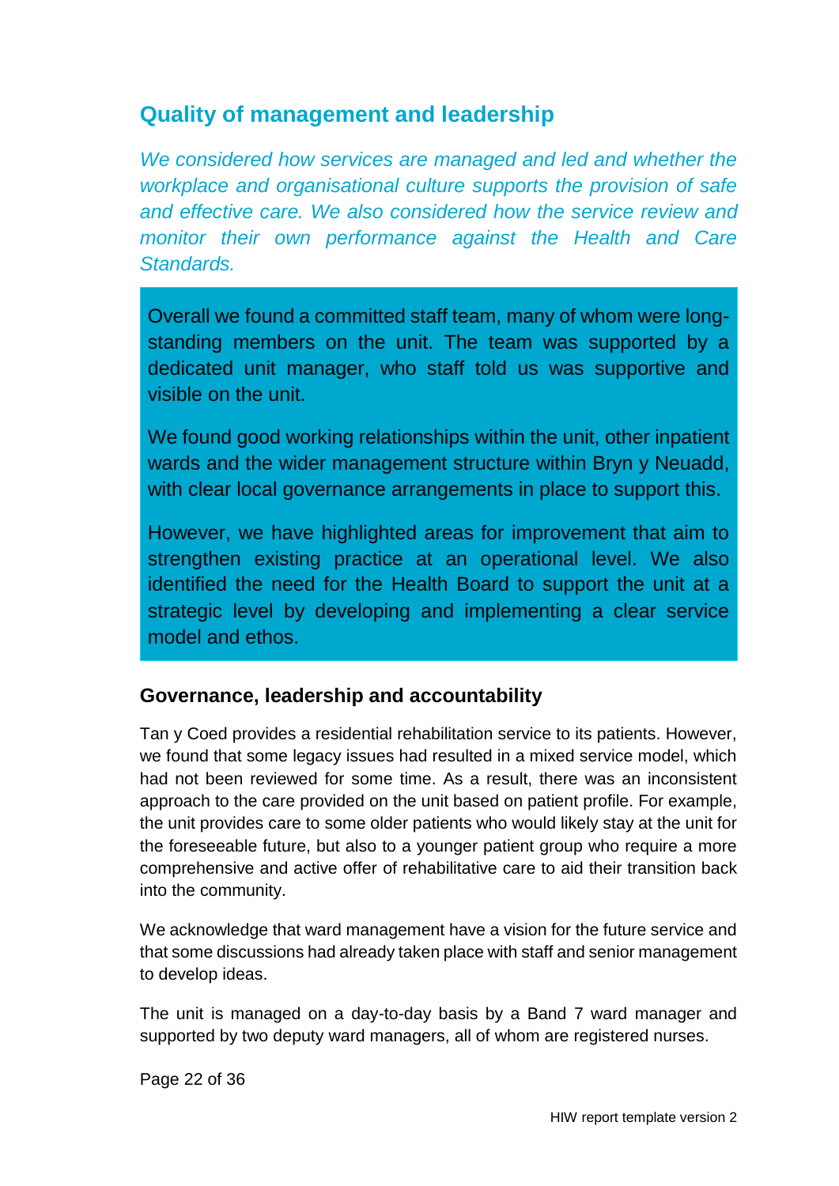## Quality of management and leadership

*We considered how services are managed and led and whether the workplace and organisational culture supports the provision of safe and effective care. We also considered how the service review and monitor their own performance against the Health and Care Standards.*

> Overall we found a committed staff team, many of whom were long-standing members on the unit. The team was supported by a dedicated unit manager, who staff told us was supportive and visible on the unit.
>
> We found good working relationships within the unit, other inpatient wards and the wider management structure within Bryn y Neuadd, with clear local governance arrangements in place to support this.
>
> However, we have highlighted areas for improvement that aim to strengthen existing practice at an operational level. We also identified the need for the Health Board to support the unit at a strategic level by developing and implementing a clear service model and ethos.

### Governance, leadership and accountability

Tan y Coed provides a residential rehabilitation service to its patients. However, we found that some legacy issues had resulted in a mixed service model, which had not been reviewed for some time. As a result, there was an inconsistent approach to the care provided on the unit based on patient profile. For example, the unit provides care to some older patients who would likely stay at the unit for the foreseeable future, but also to a younger patient group who require a more comprehensive and active offer of rehabilitative care to aid their transition back into the community.

We acknowledge that ward management have a vision for the future service and that some discussions had already taken place with staff and senior management to develop ideas.

The unit is managed on a day-to-day basis by a Band 7 ward manager and supported by two deputy ward managers, all of whom are registered nurses.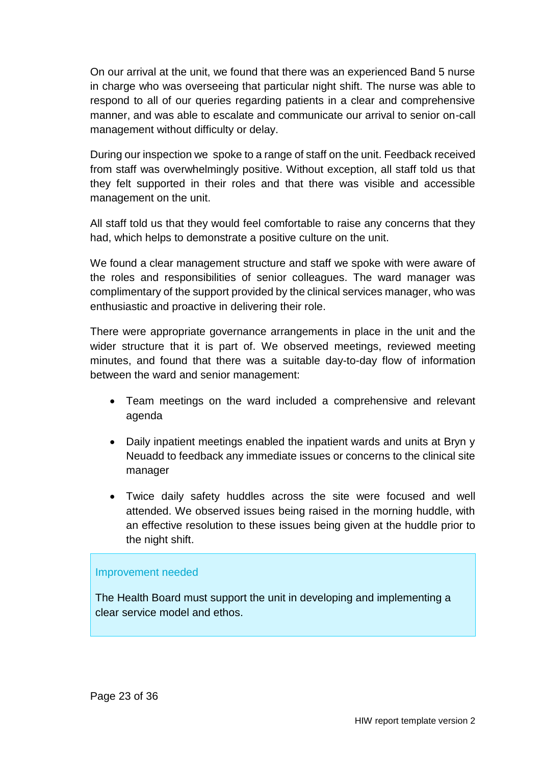On our arrival at the unit, we found that there was an experienced Band 5 nurse in charge who was overseeing that particular night shift. The nurse was able to respond to all of our queries regarding patients in a clear and comprehensive manner, and was able to escalate and communicate our arrival to senior on-call management without difficulty or delay.

During our inspection we spoke to a range of staff on the unit. Feedback received from staff was overwhelmingly positive. Without exception, all staff told us that they felt supported in their roles and that there was visible and accessible management on the unit.

All staff told us that they would feel comfortable to raise any concerns that they had, which helps to demonstrate a positive culture on the unit.

We found a clear management structure and staff we spoke with were aware of the roles and responsibilities of senior colleagues. The ward manager was complimentary of the support provided by the clinical services manager, who was enthusiastic and proactive in delivering their role.

There were appropriate governance arrangements in place in the unit and the wider structure that it is part of. We observed meetings, reviewed meeting minutes, and found that there was a suitable day-to-day flow of information between the ward and senior management:

- Team meetings on the ward included a comprehensive and relevant agenda
- Daily inpatient meetings enabled the inpatient wards and units at Bryn y Neuadd to feedback any immediate issues or concerns to the clinical site manager
- Twice daily safety huddles across the site were focused and well attended. We observed issues being raised in the morning huddle, with an effective resolution to these issues being given at the huddle prior to the night shift.

**Improvement needed**

The Health Board must support the unit in developing and implementing a clear service model and ethos.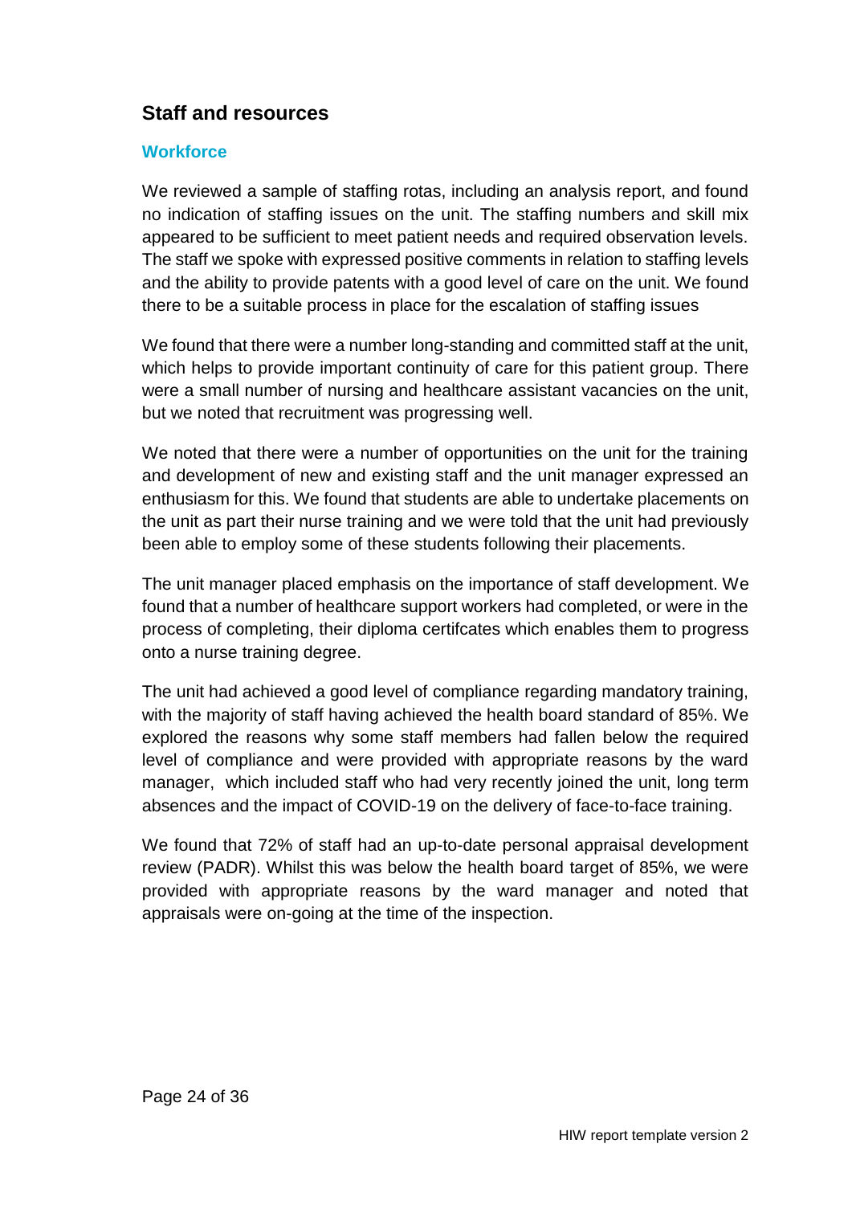## Staff and resources

### Workforce

We reviewed a sample of staffing rotas, including an analysis report, and found no indication of staffing issues on the unit. The staffing numbers and skill mix appeared to be sufficient to meet patient needs and required observation levels. The staff we spoke with expressed positive comments in relation to staffing levels and the ability to provide patents with a good level of care on the unit. We found there to be a suitable process in place for the escalation of staffing issues

We found that there were a number long-standing and committed staff at the unit, which helps to provide important continuity of care for this patient group. There were a small number of nursing and healthcare assistant vacancies on the unit, but we noted that recruitment was progressing well.

We noted that there were a number of opportunities on the unit for the training and development of new and existing staff and the unit manager expressed an enthusiasm for this. We found that students are able to undertake placements on the unit as part their nurse training and we were told that the unit had previously been able to employ some of these students following their placements.

The unit manager placed emphasis on the importance of staff development. We found that a number of healthcare support workers had completed, or were in the process of completing, their diploma certifcates which enables them to progress onto a nurse training degree.

The unit had achieved a good level of compliance regarding mandatory training, with the majority of staff having achieved the health board standard of 85%. We explored the reasons why some staff members had fallen below the required level of compliance and were provided with appropriate reasons by the ward manager, which included staff who had very recently joined the unit, long term absences and the impact of COVID-19 on the delivery of face-to-face training.

We found that 72% of staff had an up-to-date personal appraisal development review (PADR). Whilst this was below the health board target of 85%, we were provided with appropriate reasons by the ward manager and noted that appraisals were on-going at the time of the inspection.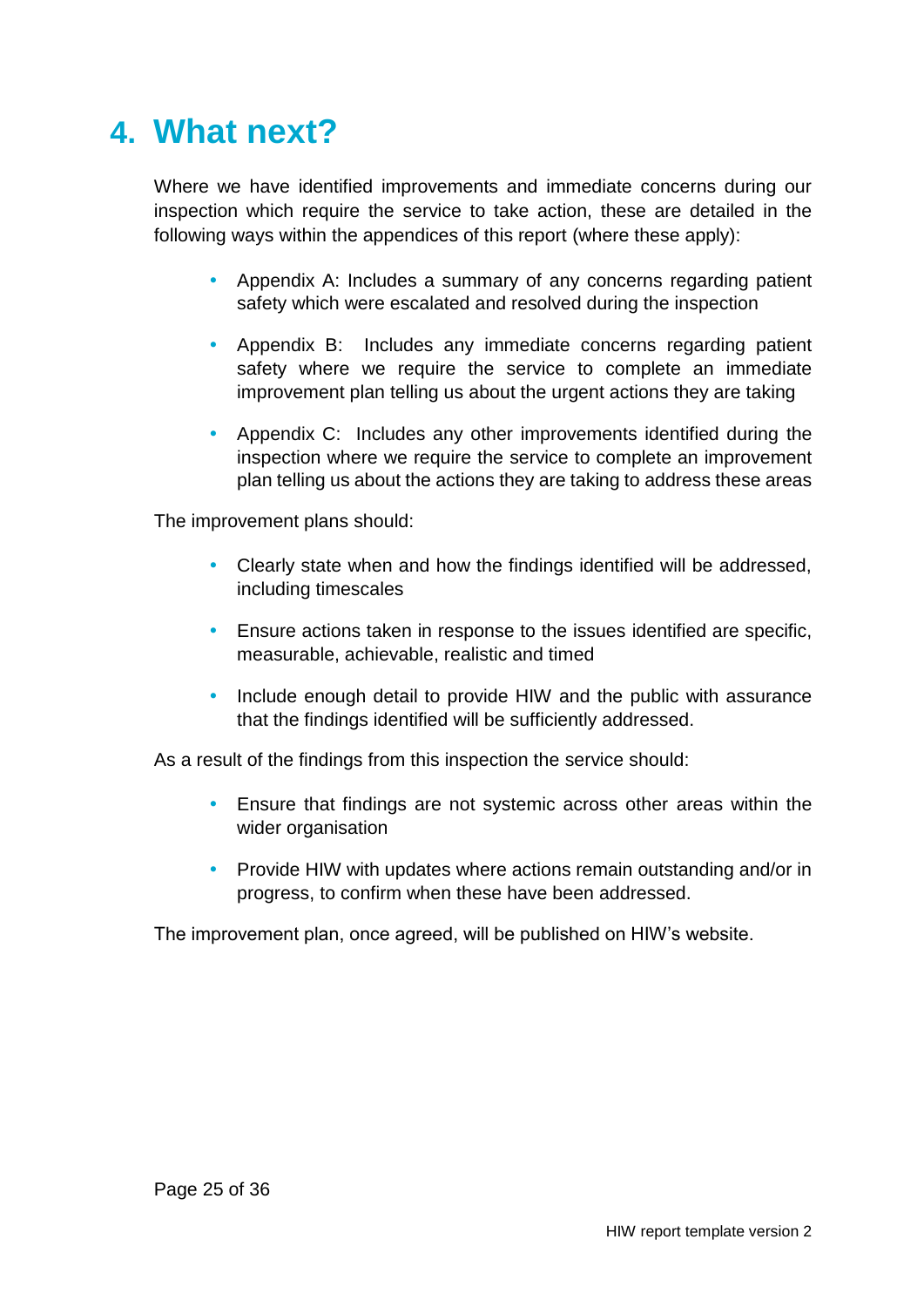# 4. What next?

Where we have identified improvements and immediate concerns during our inspection which require the service to take action, these are detailed in the following ways within the appendices of this report (where these apply):

- Appendix A: Includes a summary of any concerns regarding patient safety which were escalated and resolved during the inspection
- Appendix B: Includes any immediate concerns regarding patient safety where we require the service to complete an immediate improvement plan telling us about the urgent actions they are taking
- Appendix C: Includes any other improvements identified during the inspection where we require the service to complete an improvement plan telling us about the actions they are taking to address these areas

The improvement plans should:

- Clearly state when and how the findings identified will be addressed, including timescales
- Ensure actions taken in response to the issues identified are specific, measurable, achievable, realistic and timed
- Include enough detail to provide HIW and the public with assurance that the findings identified will be sufficiently addressed.

As a result of the findings from this inspection the service should:

- Ensure that findings are not systemic across other areas within the wider organisation
- Provide HIW with updates where actions remain outstanding and/or in progress, to confirm when these have been addressed.

The improvement plan, once agreed, will be published on HIW's website.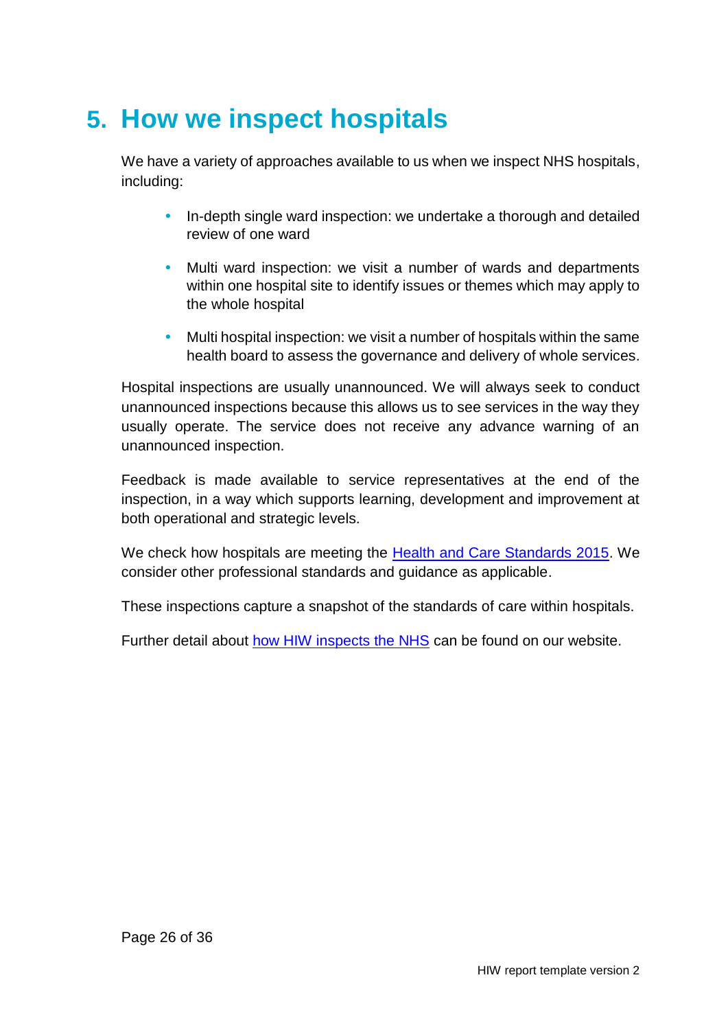# 5. How we inspect hospitals

We have a variety of approaches available to us when we inspect NHS hospitals, including:

- In-depth single ward inspection: we undertake a thorough and detailed review of one ward
- Multi ward inspection: we visit a number of wards and departments within one hospital site to identify issues or themes which may apply to the whole hospital
- Multi hospital inspection: we visit a number of hospitals within the same health board to assess the governance and delivery of whole services.

Hospital inspections are usually unannounced. We will always seek to conduct unannounced inspections because this allows us to see services in the way they usually operate. The service does not receive any advance warning of an unannounced inspection.

Feedback is made available to service representatives at the end of the inspection, in a way which supports learning, development and improvement at both operational and strategic levels.

We check how hospitals are meeting the Health and Care Standards 2015. We consider other professional standards and guidance as applicable.

These inspections capture a snapshot of the standards of care within hospitals.

Further detail about how HIW inspects the NHS can be found on our website.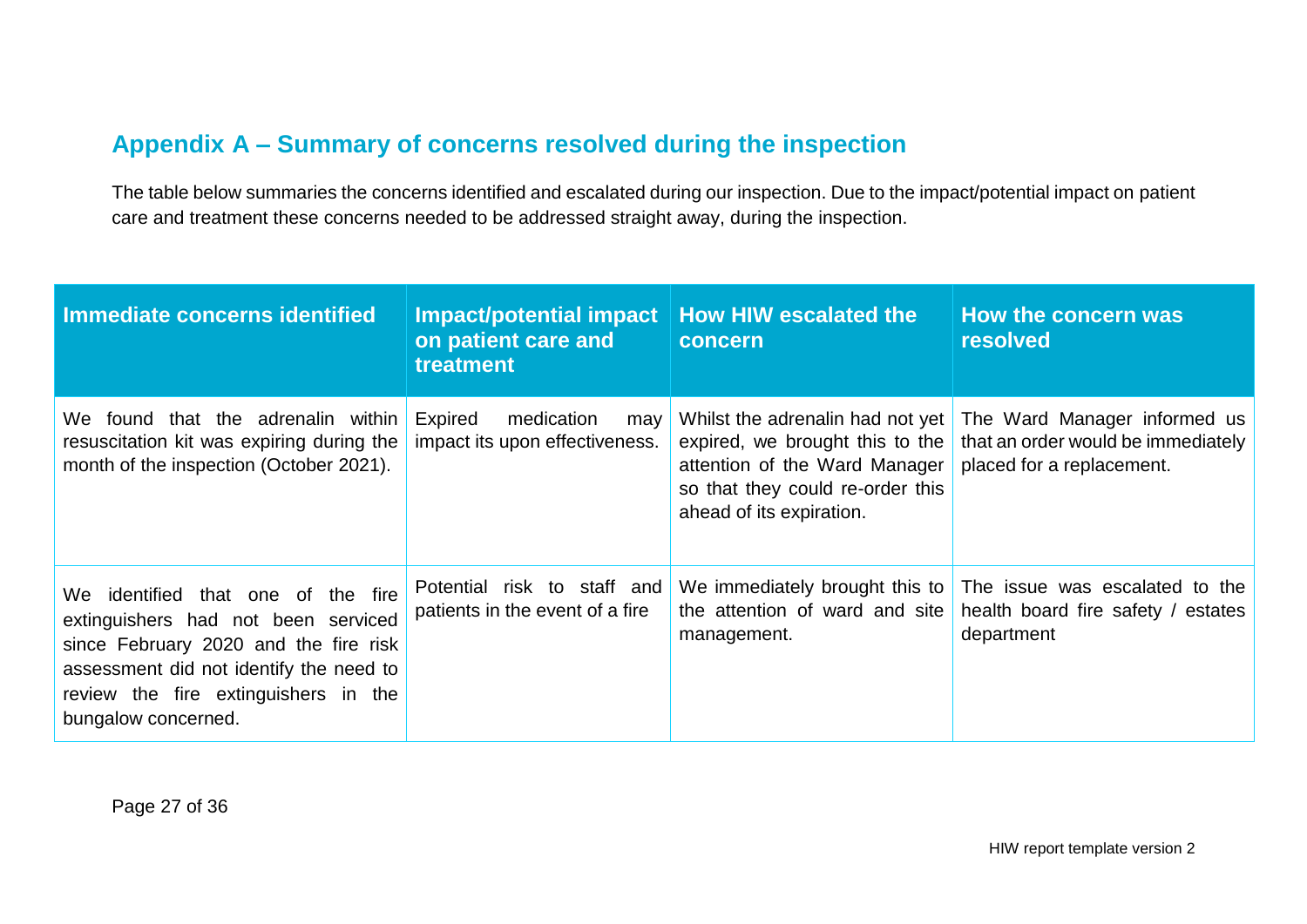## Appendix A – Summary of concerns resolved during the inspection

The table below summaries the concerns identified and escalated during our inspection. Due to the impact/potential impact on patient care and treatment these concerns needed to be addressed straight away, during the inspection.

| Immediate concerns identified | Impact/potential impact on patient care and treatment | How HIW escalated the concern | How the concern was resolved |
|---|---|---|---|
| We found that the adrenalin within resuscitation kit was expiring during the month of the inspection (October 2021). | Expired medication may impact its upon effectiveness. | Whilst the adrenalin had not yet expired, we brought this to the attention of the Ward Manager so that they could re-order this ahead of its expiration. | The Ward Manager informed us that an order would be immediately placed for a replacement. |
| We identified that one of the fire extinguishers had not been serviced since February 2020 and the fire risk assessment did not identify the need to review the fire extinguishers in the bungalow concerned. | Potential risk to staff and patients in the event of a fire | We immediately brought this to the attention of ward and site management. | The issue was escalated to the health board fire safety / estates department |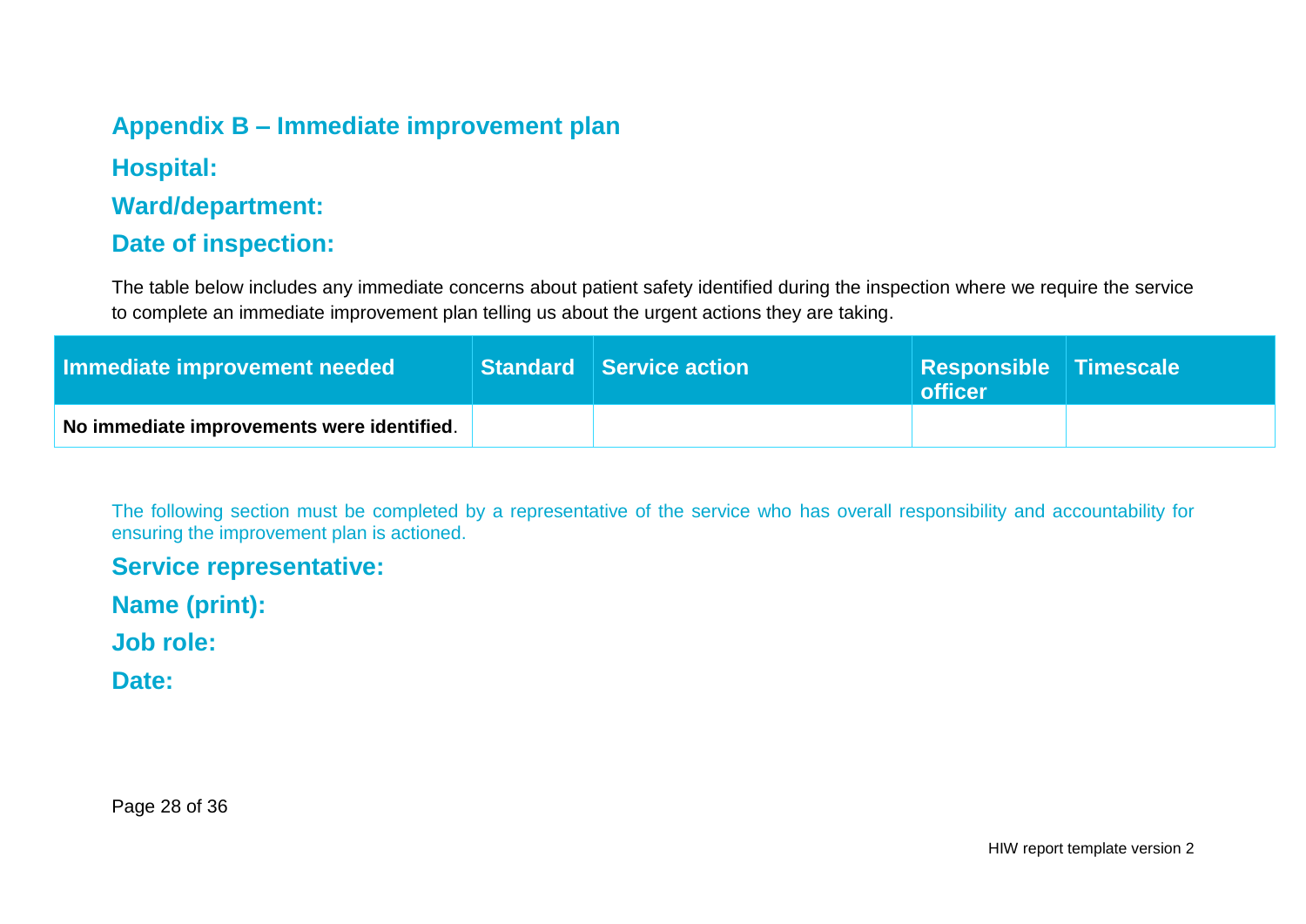## Appendix B – Immediate improvement plan

### Hospital:

### Ward/department:

### Date of inspection:

The table below includes any immediate concerns about patient safety identified during the inspection where we require the service to complete an immediate improvement plan telling us about the urgent actions they are taking.

| Immediate improvement needed | Standard | Service action | Responsible officer | Timescale |
|---|---|---|---|---|
| **No immediate improvements were identified**. | | | | |

The following section must be completed by a representative of the service who has overall responsibility and accountability for ensuring the improvement plan is actioned.

### Service representative:

### Name (print):

### Job role:

### Date: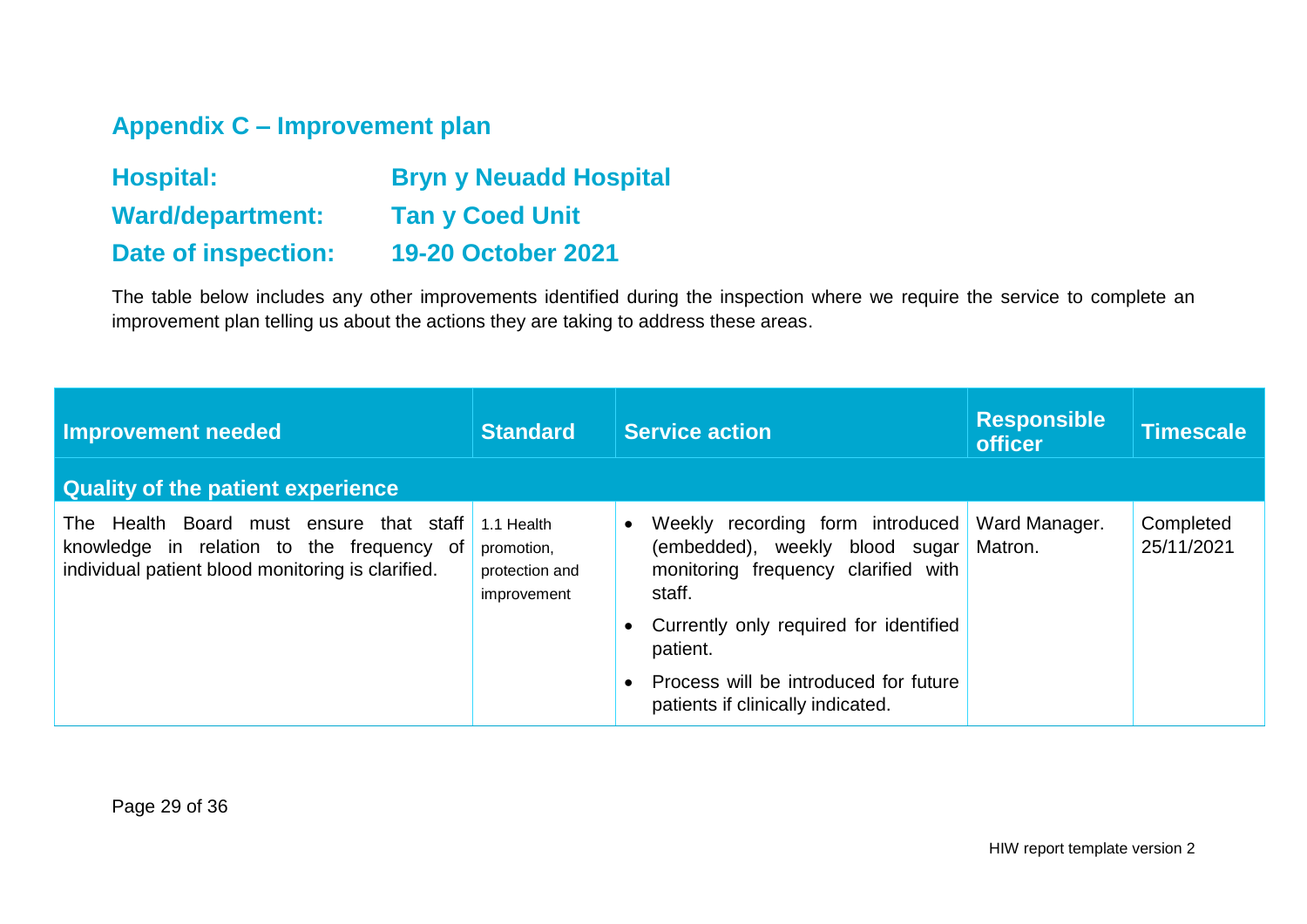## Appendix C – Improvement plan

**Hospital:** Bryn y Neuadd Hospital

**Ward/department:** Tan y Coed Unit

**Date of inspection:** 19-20 October 2021

The table below includes any other improvements identified during the inspection where we require the service to complete an improvement plan telling us about the actions they are taking to address these areas.

| Improvement needed | Standard | Service action | Responsible officer | Timescale |
|---|---|---|---|---|
| **Quality of the patient experience** | | | | |
| The Health Board must ensure that staff knowledge in relation to the frequency of individual patient blood monitoring is clarified. | 1.1 Health promotion, protection and improvement | • Weekly recording form introduced (embedded), weekly blood sugar monitoring frequency clarified with staff.<br>• Currently only required for identified patient.<br>• Process will be introduced for future patients if clinically indicated. | Ward Manager. Matron. | Completed 25/11/2021 |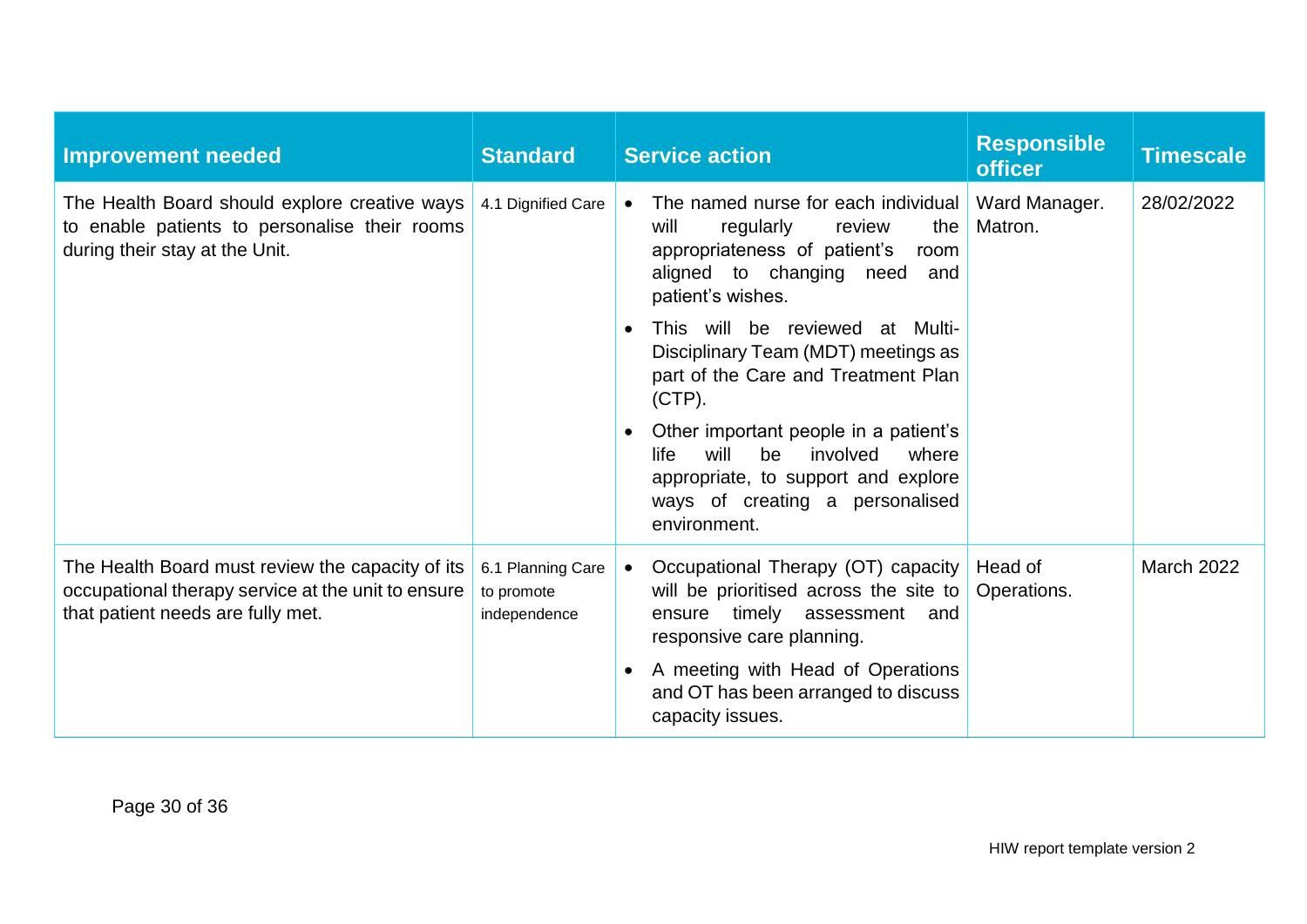| Improvement needed | Standard | Service action | Responsible officer | Timescale |
|---|---|---|---|---|
| The Health Board should explore creative ways to enable patients to personalise their rooms during their stay at the Unit. | 4.1 Dignified Care | • The named nurse for each individual will regularly review the appropriateness of patient's room aligned to changing need and patient's wishes.<br>• This will be reviewed at Multi-Disciplinary Team (MDT) meetings as part of the Care and Treatment Plan (CTP).<br>• Other important people in a patient's life will be involved where appropriate, to support and explore ways of creating a personalised environment. | Ward Manager. Matron. | 28/02/2022 |
| The Health Board must review the capacity of its occupational therapy service at the unit to ensure that patient needs are fully met. | 6.1 Planning Care to promote independence | • Occupational Therapy (OT) capacity will be prioritised across the site to ensure timely assessment and responsive care planning.<br>• A meeting with Head of Operations and OT has been arranged to discuss capacity issues. | Head of Operations. | March 2022 |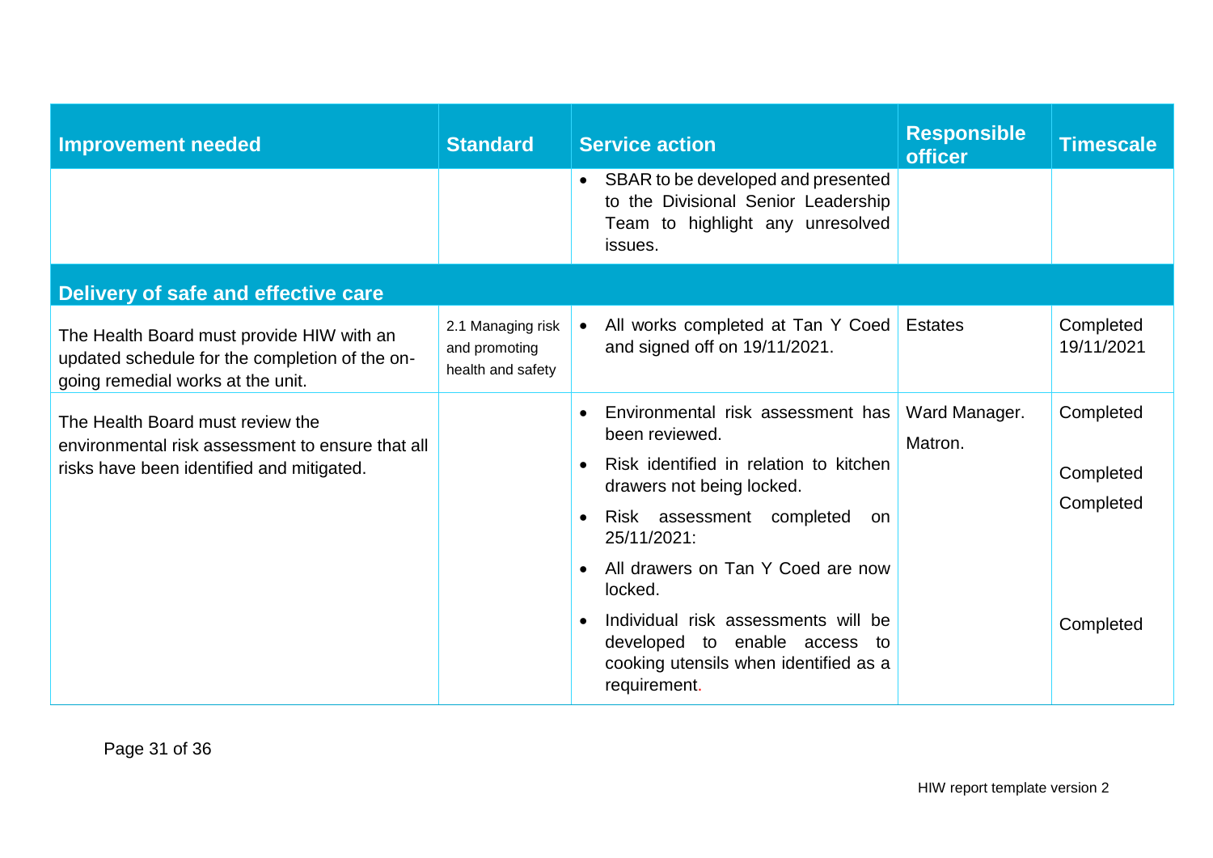| Improvement needed | Standard | Service action | Responsible officer | Timescale |
|---|---|---|---|---|
| | | • SBAR to be developed and presented to the Divisional Senior Leadership Team to highlight any unresolved issues. | | |
| **Delivery of safe and effective care** | | | | |
| The Health Board must provide HIW with an updated schedule for the completion of the on-going remedial works at the unit. | 2.1 Managing risk and promoting health and safety | • All works completed at Tan Y Coed and signed off on 19/11/2021. | Estates | Completed 19/11/2021 |
| The Health Board must review the environmental risk assessment to ensure that all risks have been identified and mitigated. | | • Environmental risk assessment has been reviewed.<br>• Risk identified in relation to kitchen drawers not being locked.<br>• Risk assessment completed on 25/11/2021:<br>• All drawers on Tan Y Coed are now locked.<br>• Individual risk assessments will be developed to enable access to cooking utensils when identified as a requirement. | Ward Manager.<br>Matron. | Completed<br>Completed<br>Completed<br>Completed |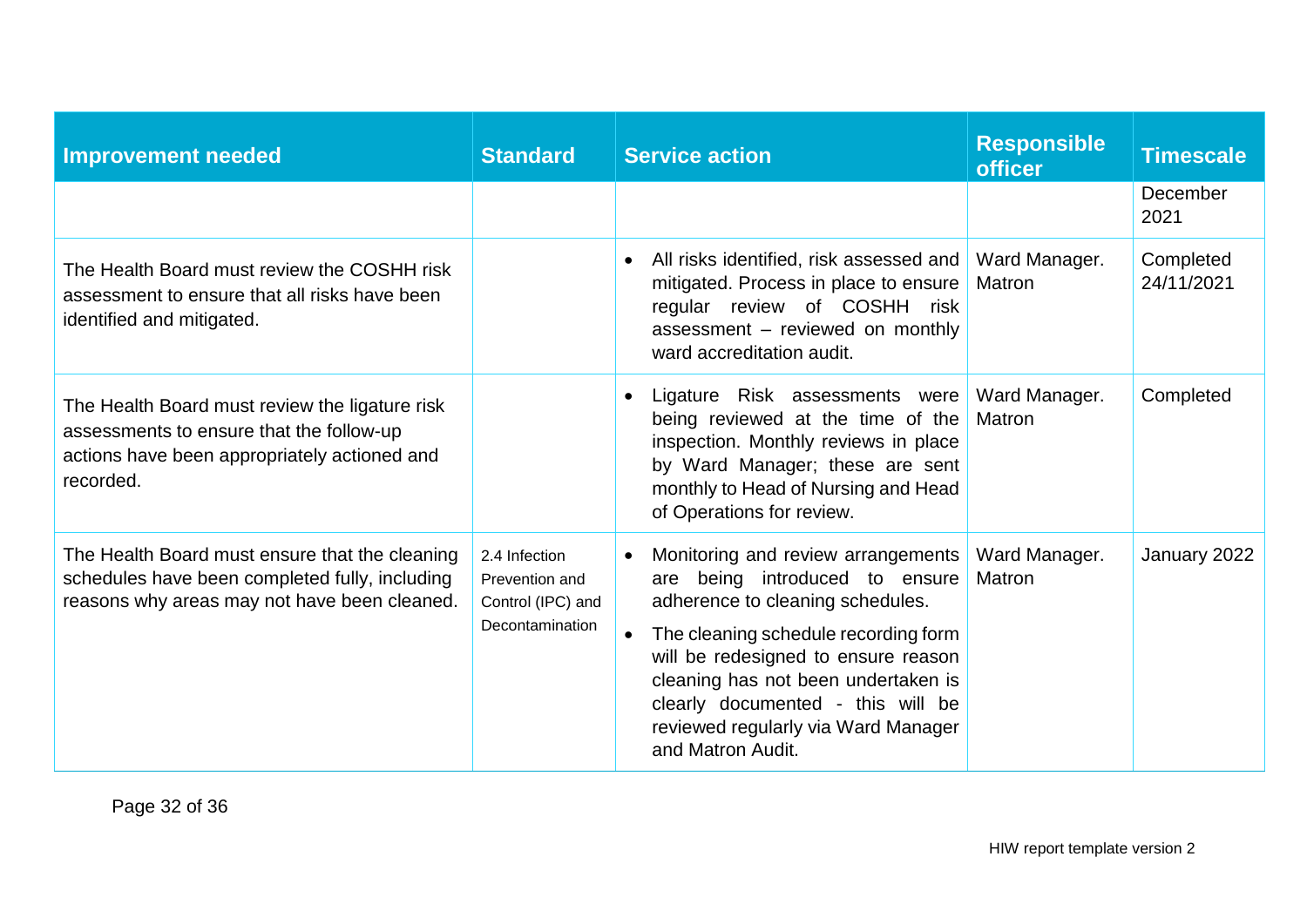| Improvement needed | Standard | Service action | Responsible officer | Timescale |
|---|---|---|---|---|
| | | | | December 2021 |
| The Health Board must review the COSHH risk assessment to ensure that all risks have been identified and mitigated. | | • All risks identified, risk assessed and mitigated. Process in place to ensure regular review of COSHH risk assessment – reviewed on monthly ward accreditation audit. | Ward Manager. Matron | Completed 24/11/2021 |
| The Health Board must review the ligature risk assessments to ensure that the follow-up actions have been appropriately actioned and recorded. | | • Ligature Risk assessments were being reviewed at the time of the inspection. Monthly reviews in place by Ward Manager; these are sent monthly to Head of Nursing and Head of Operations for review. | Ward Manager. Matron | Completed |
| The Health Board must ensure that the cleaning schedules have been completed fully, including reasons why areas may not have been cleaned. | 2.4 Infection Prevention and Control (IPC) and Decontamination | • Monitoring and review arrangements are being introduced to ensure adherence to cleaning schedules.<br>• The cleaning schedule recording form will be redesigned to ensure reason cleaning has not been undertaken is clearly documented - this will be reviewed regularly via Ward Manager and Matron Audit. | Ward Manager. Matron | January 2022 |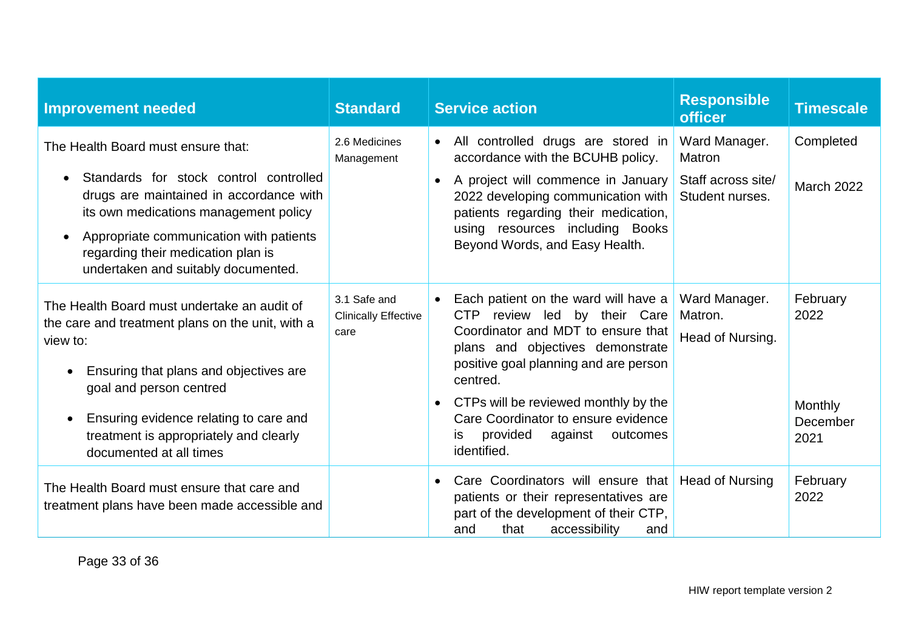| Improvement needed | Standard | Service action | Responsible officer | Timescale |
|---|---|---|---|---|
| The Health Board must ensure that:<br>• Standards for stock control controlled drugs are maintained in accordance with its own medications management policy<br>• Appropriate communication with patients regarding their medication plan is undertaken and suitably documented. | 2.6 Medicines Management | • All controlled drugs are stored in accordance with the BCUHB policy.<br>• A project will commence in January 2022 developing communication with patients regarding their medication, using resources including Books Beyond Words, and Easy Health. | Ward Manager. Matron<br>Staff across site/ Student nurses. | Completed<br>March 2022 |
| The Health Board must undertake an audit of the care and treatment plans on the unit, with a view to:<br>• Ensuring that plans and objectives are goal and person centred<br>• Ensuring evidence relating to care and treatment is appropriately and clearly documented at all times | 3.1 Safe and Clinically Effective care | • Each patient on the ward will have a CTP review led by their Care Coordinator and MDT to ensure that plans and objectives demonstrate positive goal planning and are person centred.<br>• CTPs will be reviewed monthly by the Care Coordinator to ensure evidence is provided against outcomes identified. | Ward Manager. Matron.<br>Head of Nursing. | February 2022<br>Monthly December 2021 |
| The Health Board must ensure that care and treatment plans have been made accessible and | | • Care Coordinators will ensure that patients or their representatives are part of the development of their CTP, and that accessibility and | Head of Nursing | February 2022 |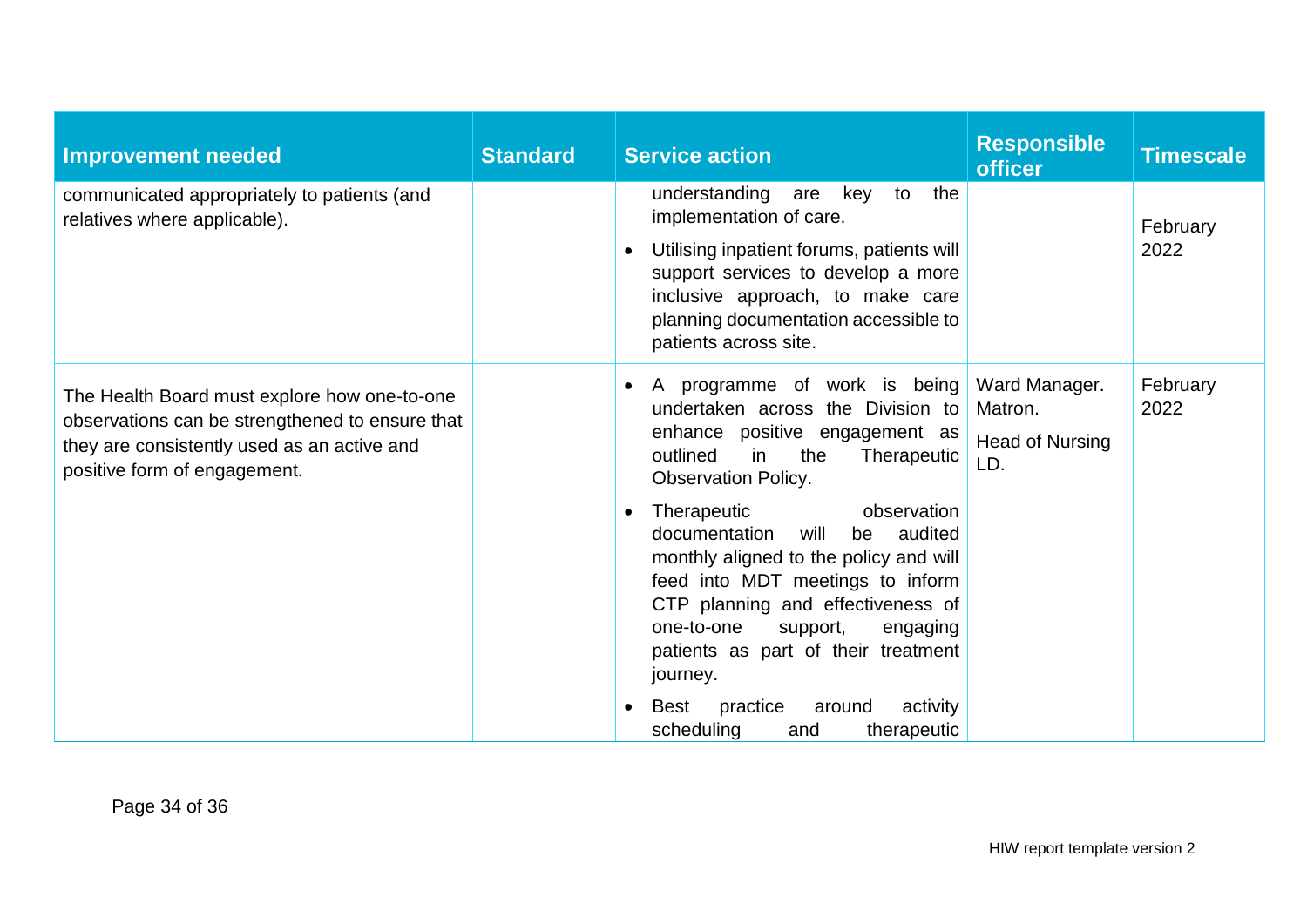| Improvement needed | Standard | Service action | Responsible officer | Timescale |
| --- | --- | --- | --- | --- |
| communicated appropriately to patients (and relatives where applicable). | | understanding are key to the implementation of care.<br>• Utilising inpatient forums, patients will support services to develop a more inclusive approach, to make care planning documentation accessible to patients across site. | | February 2022 |
| The Health Board must explore how one-to-one observations can be strengthened to ensure that they are consistently used as an active and positive form of engagement. | | • A programme of work is being undertaken across the Division to enhance positive engagement as outlined in the Therapeutic Observation Policy.<br>• Therapeutic observation documentation will be audited monthly aligned to the policy and will feed into MDT meetings to inform CTP planning and effectiveness of one-to-one support, engaging patients as part of their treatment journey.<br>• Best practice around activity scheduling and therapeutic | Ward Manager.<br>Matron.<br>Head of Nursing LD. | February 2022 |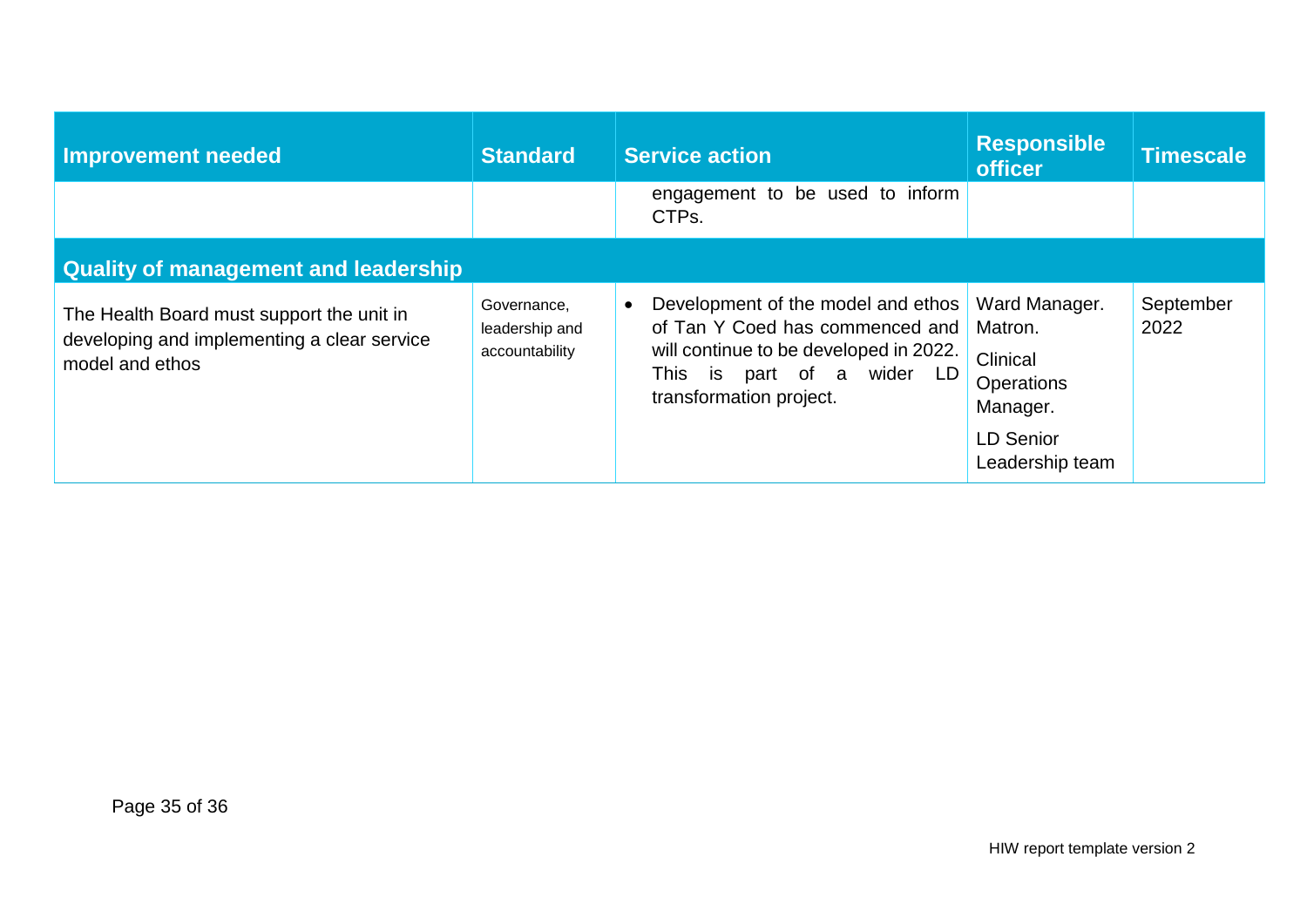| Improvement needed | Standard | Service action | Responsible officer | Timescale |
|---|---|---|---|---|
| | | engagement to be used to inform CTPs. | | |
| **Quality of management and leadership** | | | | |
| The Health Board must support the unit in developing and implementing a clear service model and ethos | Governance, leadership and accountability | • Development of the model and ethos of Tan Y Coed has commenced and will continue to be developed in 2022. This is part of a wider LD transformation project. | Ward Manager. Matron. Clinical Operations Manager. LD Senior Leadership team | September 2022 |

HIW report template version 2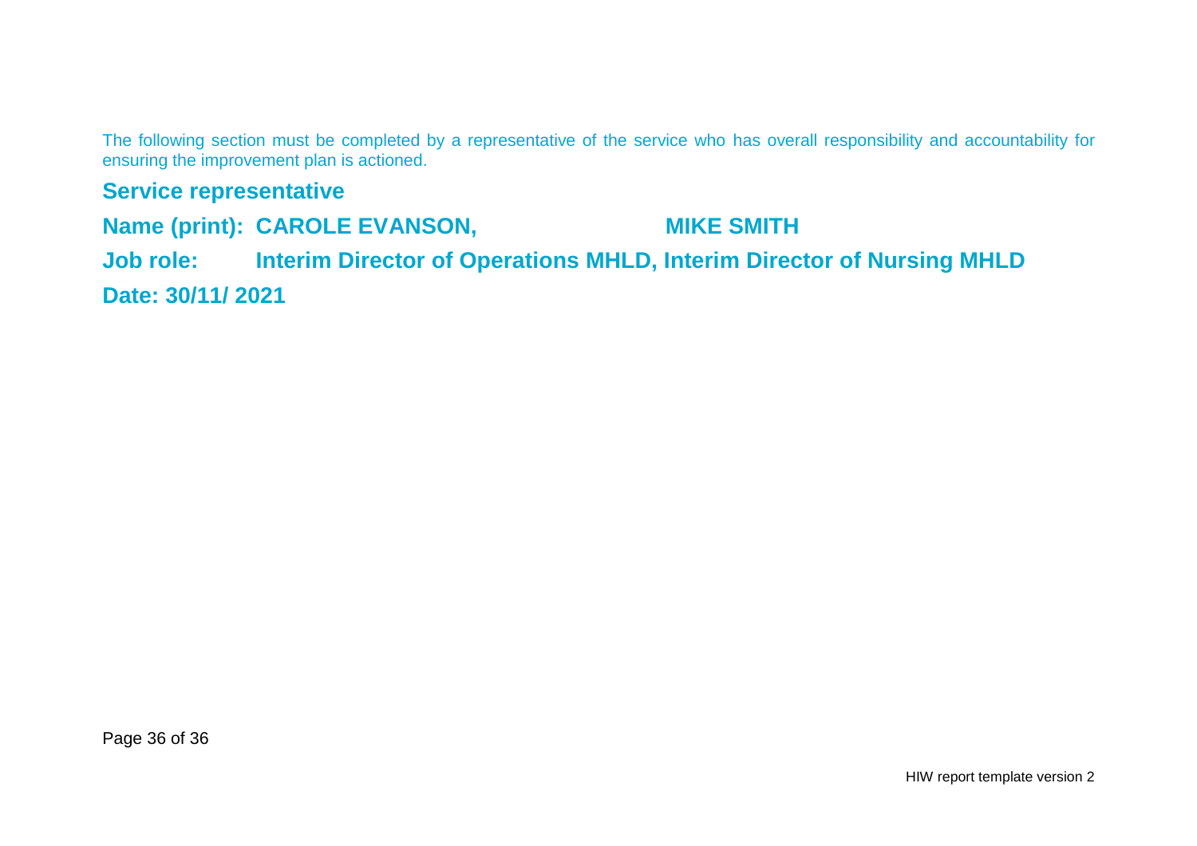The following section must be completed by a representative of the service who has overall responsibility and accountability for ensuring the improvement plan is actioned.

**Service representative**

**Name (print): CAROLE EVANSON, MIKE SMITH**

**Job role: Interim Director of Operations MHLD, Interim Director of Nursing MHLD**

**Date: 30/11/ 2021**

HIW report template version 2